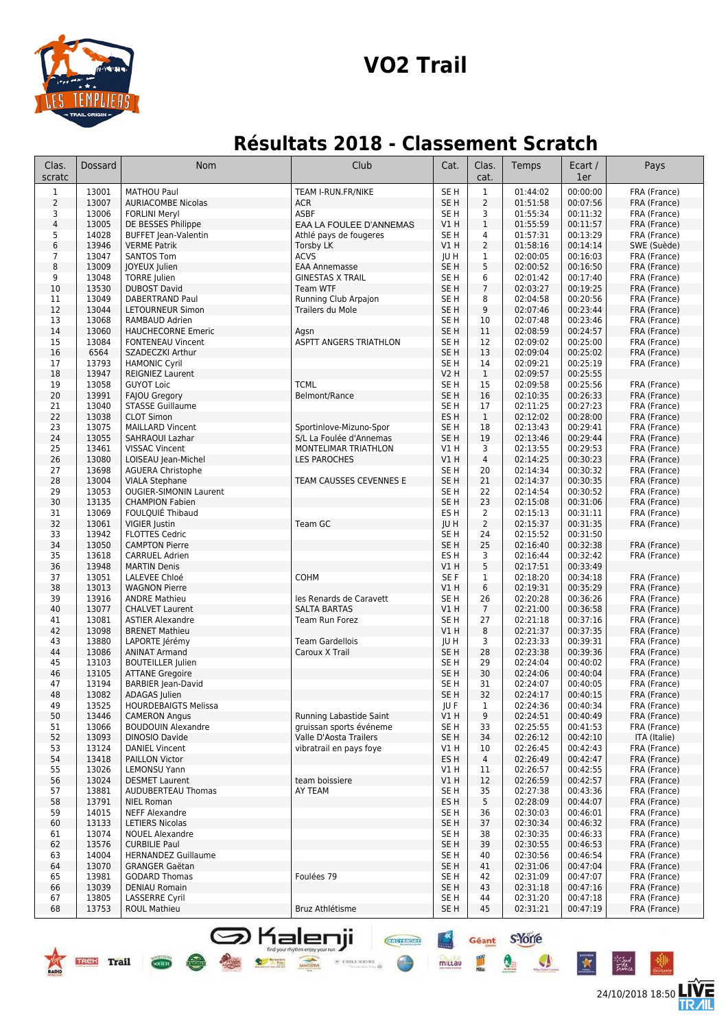# VO2 Trail

## Résultats 2018 - Classement Scratch

| Clas. scratc | Dossard | Nom | Club | Cat. | Clas. cat. | Temps | Ecart / 1er | Pays |
|---|---|---|---|---|---|---|---|---|
| 1 | 13001 | MATHOU Paul | TEAM I-RUN.FR/NIKE | SE H | 1 | 01:44:02 | 00:00:00 | FRA (France) |
| 2 | 13007 | AURIACOMBE Nicolas | ACR | SE H | 2 | 01:51:58 | 00:07:56 | FRA (France) |
| 3 | 13006 | FORLINI Meryl | ASBF | SE H | 3 | 01:55:34 | 00:11:32 | FRA (France) |
| 4 | 13005 | DE BESSES Philippe | EAA LA FOULEE D'ANNEMAS | V1 H | 1 | 01:55:59 | 00:11:57 | FRA (France) |
| 5 | 14028 | BUFFET Jean-Valentin | Athlé pays de fougeres | SE H | 4 | 01:57:31 | 00:13:29 | FRA (France) |
| 6 | 13946 | VERME Patrik | Torsby LK | V1 H | 2 | 01:58:16 | 00:14:14 | SWE (Suède) |
| 7 | 13047 | SANTOS Tom | ACVS | JU H | 1 | 02:00:05 | 00:16:03 | FRA (France) |
| 8 | 13009 | JOYEUX Julien | EAA Annemasse | SE H | 5 | 02:00:52 | 00:16:50 | FRA (France) |
| 9 | 13048 | TORRE Julien | GINESTAS X TRAIL | SE H | 6 | 02:01:42 | 00:17:40 | FRA (France) |
| 10 | 13530 | DUBOST David | Team WTF | SE H | 7 | 02:03:27 | 00:19:25 | FRA (France) |
| 11 | 13049 | DABERTRAND Paul | Running Club Arpajon | SE H | 8 | 02:04:58 | 00:20:56 | FRA (France) |
| 12 | 13044 | LETOURNEUR Simon | Trailers du Mole | SE H | 9 | 02:07:46 | 00:23:44 | FRA (France) |
| 13 | 13068 | RAMBAUD Adrien | | SE H | 10 | 02:07:48 | 00:23:46 | FRA (France) |
| 14 | 13060 | HAUCHECORNE Emeric | Agsn | SE H | 11 | 02:08:59 | 00:24:57 | FRA (France) |
| 15 | 13084 | FONTENEAU Vincent | ASPTT ANGERS TRIATHLON | SE H | 12 | 02:09:02 | 00:25:00 | FRA (France) |
| 16 | 6564 | SZADECZKI Arthur | | SE H | 13 | 02:09:04 | 00:25:02 | FRA (France) |
| 17 | 13793 | HAMONIC Cyril | | SE H | 14 | 02:09:21 | 00:25:19 | FRA (France) |
| 18 | 13947 | REIGNIEZ Laurent | | V2 H | 1 | 02:09:57 | 00:25:55 | |
| 19 | 13058 | GUYOT Loic | TCML | SE H | 15 | 02:09:58 | 00:25:56 | FRA (France) |
| 20 | 13991 | FAJOU Gregory | Belmont/Rance | SE H | 16 | 02:10:35 | 00:26:33 | FRA (France) |
| 21 | 13040 | STASSE Guillaume | | SE H | 17 | 02:11:25 | 00:27:23 | FRA (France) |
| 22 | 13038 | CLOT Simon | | ES H | 1 | 02:12:02 | 00:28:00 | FRA (France) |
| 23 | 13075 | MAILLARD Vincent | Sportinlove-Mizuno-Spor | SE H | 18 | 02:13:43 | 00:29:41 | FRA (France) |
| 24 | 13055 | SAHRAOUI Lazhar | S/L La Foulée d'Annemas | SE H | 19 | 02:13:46 | 00:29:44 | FRA (France) |
| 25 | 13461 | VISSAC Vincent | MONTELIMAR TRIATHLON | V1 H | 3 | 02:13:55 | 00:29:53 | FRA (France) |
| 26 | 13080 | LOISEAU Jean-Michel | LES PAROCHES | V1 H | 4 | 02:14:25 | 00:30:23 | FRA (France) |
| 27 | 13698 | AGUERA Christophe | | SE H | 20 | 02:14:34 | 00:30:32 | FRA (France) |
| 28 | 13004 | VIALA Stephane | TEAM CAUSSES CEVENNES E | SE H | 21 | 02:14:37 | 00:30:35 | FRA (France) |
| 29 | 13053 | OUGIER-SIMONIN Laurent | | SE H | 22 | 02:14:54 | 00:30:52 | FRA (France) |
| 30 | 13135 | CHAMPION Fabien | | SE H | 23 | 02:15:08 | 00:31:06 | FRA (France) |
| 31 | 13069 | FOULQUIÉ Thibaud | | ES H | 2 | 02:15:13 | 00:31:11 | FRA (France) |
| 32 | 13061 | VIGIER Justin | Team GC | JU H | 2 | 02:15:37 | 00:31:35 | FRA (France) |
| 33 | 13942 | FLOTTES Cedric | | SE H | 24 | 02:15:52 | 00:31:50 | |
| 34 | 13050 | CAMPTON Pierre | | SE H | 25 | 02:16:40 | 00:32:38 | FRA (France) |
| 35 | 13618 | CARRUEL Adrien | | ES H | 3 | 02:16:44 | 00:32:42 | FRA (France) |
| 36 | 13948 | MARTIN Denis | | V1 H | 5 | 02:17:51 | 00:33:49 | |
| 37 | 13051 | LALEVEE Chloé | COHM | SE F | 1 | 02:18:20 | 00:34:18 | FRA (France) |
| 38 | 13013 | WAGNON Pierre | | V1 H | 6 | 02:19:31 | 00:35:29 | FRA (France) |
| 39 | 13916 | ANDRE Mathieu | les Renards de Caravett | SE H | 26 | 02:20:28 | 00:36:26 | FRA (France) |
| 40 | 13077 | CHALVET Laurent | SALTA BARTAS | V1 H | 7 | 02:21:00 | 00:36:58 | FRA (France) |
| 41 | 13081 | ASTIER Alexandre | Team Run Forez | SE H | 27 | 02:21:18 | 00:37:16 | FRA (France) |
| 42 | 13098 | BRENET Mathieu | | V1 H | 8 | 02:21:37 | 00:37:35 | FRA (France) |
| 43 | 13880 | LAPORTE Jérémy | Team Gardellois | JU H | 3 | 02:23:33 | 00:39:31 | FRA (France) |
| 44 | 13086 | ANINAT Armand | Caroux X Trail | SE H | 28 | 02:23:38 | 00:39:36 | FRA (France) |
| 45 | 13103 | BOUTEILLER Julien | | SE H | 29 | 02:24:04 | 00:40:02 | FRA (France) |
| 46 | 13105 | ATTANE Gregoire | | SE H | 30 | 02:24:06 | 00:40:04 | FRA (France) |
| 47 | 13194 | BARBIER Jean-David | | SE H | 31 | 02:24:07 | 00:40:05 | FRA (France) |
| 48 | 13082 | ADAGAS Julien | | SE H | 32 | 02:24:17 | 00:40:15 | FRA (France) |
| 49 | 13525 | HOURDEBAIGTS Melissa | | JU F | 1 | 02:24:36 | 00:40:34 | FRA (France) |
| 50 | 13446 | CAMERON Angus | Running Labastide Saint | V1 H | 9 | 02:24:51 | 00:40:49 | FRA (France) |
| 51 | 13066 | BOUDOUIN Alexandre | gruissan sports événeme | SE H | 33 | 02:25:55 | 00:41:53 | FRA (France) |
| 52 | 13093 | DINOSIO Davide | Valle D'Aosta Trailers | SE H | 34 | 02:26:12 | 00:42:10 | ITA (Italie) |
| 53 | 13124 | DANIEL Vincent | vibratrail en pays foye | V1 H | 10 | 02:26:45 | 00:42:43 | FRA (France) |
| 54 | 13418 | PAILLON Victor | | ES H | 4 | 02:26:49 | 00:42:47 | FRA (France) |
| 55 | 13026 | LEMONSU Yann | | V1 H | 11 | 02:26:57 | 00:42:55 | FRA (France) |
| 56 | 13024 | DESMET Laurent | team boissiere | V1 H | 12 | 02:26:59 | 00:42:57 | FRA (France) |
| 57 | 13881 | AUDUBERTEAU Thomas | AY TEAM | SE H | 35 | 02:27:38 | 00:43:36 | FRA (France) |
| 58 | 13791 | NIEL Roman | | ES H | 5 | 02:28:09 | 00:44:07 | FRA (France) |
| 59 | 14015 | NEFF Alexandre | | SE H | 36 | 02:30:03 | 00:46:01 | FRA (France) |
| 60 | 13133 | LETIERS Nicolas | | SE H | 37 | 02:30:34 | 00:46:32 | FRA (France) |
| 61 | 13074 | NOUEL Alexandre | | SE H | 38 | 02:30:35 | 00:46:33 | FRA (France) |
| 62 | 13576 | CURBILIE Paul | | SE H | 39 | 02:30:55 | 00:46:53 | FRA (France) |
| 63 | 14004 | HERNANDEZ Guillaume | | SE H | 40 | 02:30:56 | 00:46:54 | FRA (France) |
| 64 | 13070 | GRANGER Gaëtan | | SE H | 41 | 02:31:06 | 00:47:04 | FRA (France) |
| 65 | 13981 | GODARD Thomas | Foulées 79 | SE H | 42 | 02:31:09 | 00:47:07 | FRA (France) |
| 66 | 13039 | DENIAU Romain | | SE H | 43 | 02:31:18 | 00:47:16 | FRA (France) |
| 67 | 13805 | LASSERRE Cyril | | SE H | 44 | 02:31:20 | 00:47:18 | FRA (France) |
| 68 | 13753 | ROUL Mathieu | Bruz Athlétisme | SE H | 45 | 02:31:21 | 00:47:19 | FRA (France) |

24/10/2018 18:50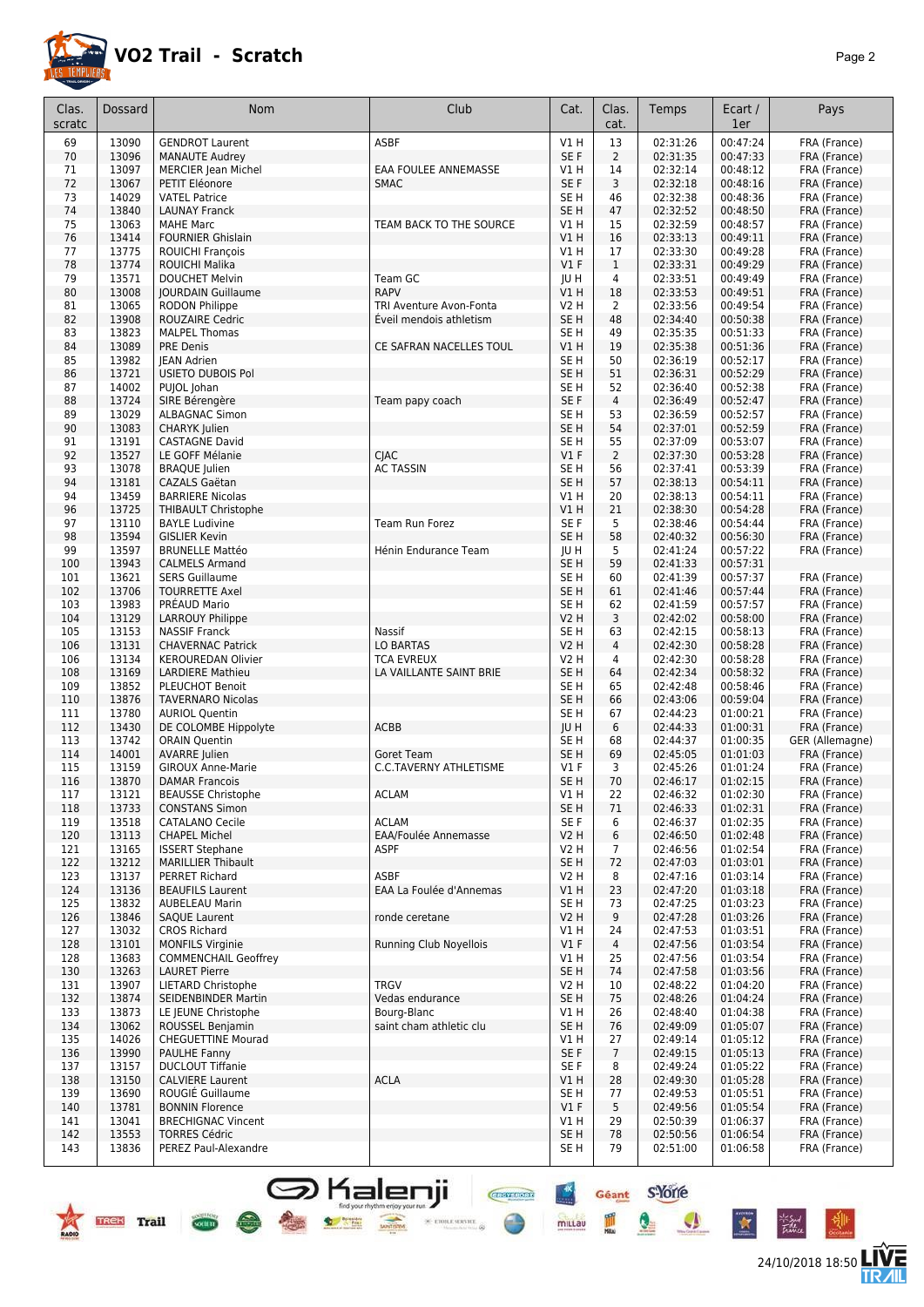# VO2 Trail - Scratch

| Clas. scratc | Dossard | Nom | Club | Cat. | Clas. cat. | Temps | Ecart / 1er | Pays |
|---|---|---|---|---|---|---|---|---|
| 69 | 13090 | GENDROT Laurent | ASBF | V1 H | 13 | 02:31:26 | 00:47:24 | FRA (France) |
| 70 | 13096 | MANAUTE Audrey | | SE F | 2 | 02:31:35 | 00:47:33 | FRA (France) |
| 71 | 13097 | MERCIER Jean Michel | EAA FOULEE ANNEMASSE | V1 H | 14 | 02:32:14 | 00:48:12 | FRA (France) |
| 72 | 13067 | PETIT Eléonore | SMAC | SE F | 3 | 02:32:18 | 00:48:16 | FRA (France) |
| 73 | 14029 | VATEL Patrice | | SE H | 46 | 02:32:38 | 00:48:36 | FRA (France) |
| 74 | 13840 | LAUNAY Franck | | SE H | 47 | 02:32:52 | 00:48:50 | FRA (France) |
| 75 | 13063 | MAHE Marc | TEAM BACK TO THE SOURCE | V1 H | 15 | 02:32:59 | 00:48:57 | FRA (France) |
| 76 | 13414 | FOURNIER Ghislain | | V1 H | 16 | 02:33:13 | 00:49:11 | FRA (France) |
| 77 | 13775 | ROUICHI François | | V1 H | 17 | 02:33:30 | 00:49:28 | FRA (France) |
| 78 | 13774 | ROUICHI Malika | | V1 F | 1 | 02:33:31 | 00:49:29 | FRA (France) |
| 79 | 13571 | DOUCHET Melvin | Team GC | JU H | 4 | 02:33:51 | 00:49:49 | FRA (France) |
| 80 | 13008 | JOURDAIN Guillaume | RAPV | V1 H | 18 | 02:33:53 | 00:49:51 | FRA (France) |
| 81 | 13065 | RODON Philippe | TRI Aventure Avon-Fonta | V2 H | 2 | 02:33:56 | 00:49:54 | FRA (France) |
| 82 | 13908 | ROUZAIRE Cedric | Éveil mendois athletism | SE H | 48 | 02:34:40 | 00:50:38 | FRA (France) |
| 83 | 13823 | MALPEL Thomas | | SE H | 49 | 02:35:35 | 00:51:33 | FRA (France) |
| 84 | 13089 | PRE Denis | CE SAFRAN NACELLES TOUL | V1 H | 19 | 02:35:38 | 00:51:36 | FRA (France) |
| 85 | 13982 | JEAN Adrien | | SE H | 50 | 02:36:19 | 00:52:17 | FRA (France) |
| 86 | 13721 | USIETO DUBOIS Pol | | SE H | 51 | 02:36:31 | 00:52:29 | FRA (France) |
| 87 | 14002 | PUJOL Johan | | SE H | 52 | 02:36:40 | 00:52:38 | FRA (France) |
| 88 | 13724 | SIRE Bérengère | Team papy coach | SE F | 4 | 02:36:49 | 00:52:47 | FRA (France) |
| 89 | 13029 | ALBAGNAC Simon | | SE H | 53 | 02:36:59 | 00:52:57 | FRA (France) |
| 90 | 13083 | CHARYK Julien | | SE H | 54 | 02:37:01 | 00:52:59 | FRA (France) |
| 91 | 13191 | CASTAGNE David | | SE H | 55 | 02:37:09 | 00:53:07 | FRA (France) |
| 92 | 13527 | LE GOFF Mélanie | CJAC | V1 F | 2 | 02:37:30 | 00:53:28 | FRA (France) |
| 93 | 13078 | BRAQUE Julien | AC TASSIN | SE H | 56 | 02:37:41 | 00:53:39 | FRA (France) |
| 94 | 13181 | CAZALS Gaëtan | | SE H | 57 | 02:38:13 | 00:54:11 | FRA (France) |
| 94 | 13459 | BARRIERE Nicolas | | V1 H | 20 | 02:38:13 | 00:54:11 | FRA (France) |
| 96 | 13725 | THIBAULT Christophe | | V1 H | 21 | 02:38:30 | 00:54:28 | FRA (France) |
| 97 | 13110 | BAYLE Ludivine | Team Run Forez | SE F | 5 | 02:38:46 | 00:54:44 | FRA (France) |
| 98 | 13594 | GISLIER Kevin | | SE H | 58 | 02:40:32 | 00:56:30 | FRA (France) |
| 99 | 13597 | BRUNELLE Mattéo | Hénin Endurance Team | JU H | 5 | 02:41:24 | 00:57:22 | FRA (France) |
| 100 | 13943 | CALMELS Armand | | SE H | 59 | 02:41:33 | 00:57:31 | |
| 101 | 13621 | SERS Guillaume | | SE H | 60 | 02:41:39 | 00:57:37 | FRA (France) |
| 102 | 13706 | TOURRETTE Axel | | SE H | 61 | 02:41:46 | 00:57:44 | FRA (France) |
| 103 | 13983 | PRÉAUD Mario | | SE H | 62 | 02:41:59 | 00:57:57 | FRA (France) |
| 104 | 13129 | LARROUY Philippe | | V2 H | 3 | 02:42:02 | 00:58:00 | FRA (France) |
| 105 | 13153 | NASSIF Franck | Nassif | SE H | 63 | 02:42:15 | 00:58:13 | FRA (France) |
| 106 | 13131 | CHAVERNAC Patrick | LO BARTAS | V2 H | 4 | 02:42:30 | 00:58:28 | FRA (France) |
| 106 | 13134 | KEROUREDAN Olivier | TCA EVREUX | V2 H | 4 | 02:42:30 | 00:58:28 | FRA (France) |
| 108 | 13169 | LARDIERE Mathieu | LA VAILLANTE SAINT BRIE | SE H | 64 | 02:42:34 | 00:58:32 | FRA (France) |
| 109 | 13852 | PLEUCHOT Benoit | | SE H | 65 | 02:42:48 | 00:58:46 | FRA (France) |
| 110 | 13876 | TAVERNARO Nicolas | | SE H | 66 | 02:43:06 | 00:59:04 | FRA (France) |
| 111 | 13780 | AURIOL Quentin | | SE H | 67 | 02:44:23 | 01:00:21 | FRA (France) |
| 112 | 13430 | DE COLOMBE Hippolyte | ACBB | JU H | 6 | 02:44:33 | 01:00:31 | FRA (France) |
| 113 | 13742 | ORAIN Quentin | | SE H | 68 | 02:44:37 | 01:00:35 | GER (Allemagne) |
| 114 | 14001 | AVARRE Julien | Goret Team | SE H | 69 | 02:45:05 | 01:01:03 | FRA (France) |
| 115 | 13159 | GIROUX Anne-Marie | C.C.TAVERNY ATHLETISME | V1 F | 3 | 02:45:26 | 01:01:24 | FRA (France) |
| 116 | 13870 | DAMAR Francois | | SE H | 70 | 02:46:17 | 01:02:15 | FRA (France) |
| 117 | 13121 | BEAUSSE Christophe | ACLAM | V1 H | 22 | 02:46:32 | 01:02:30 | FRA (France) |
| 118 | 13733 | CONSTANS Simon | | SE H | 71 | 02:46:33 | 01:02:31 | FRA (France) |
| 119 | 13518 | CATALANO Cecile | ACLAM | SE F | 6 | 02:46:37 | 01:02:35 | FRA (France) |
| 120 | 13113 | CHAPEL Michel | EAA/Foulée Annemasse | V2 H | 6 | 02:46:50 | 01:02:48 | FRA (France) |
| 121 | 13165 | ISSERT Stephane | ASPF | V2 H | 7 | 02:46:56 | 01:02:54 | FRA (France) |
| 122 | 13212 | MARILLIER Thibault | | SE H | 72 | 02:47:03 | 01:03:01 | FRA (France) |
| 123 | 13137 | PERRET Richard | ASBF | V2 H | 8 | 02:47:16 | 01:03:14 | FRA (France) |
| 124 | 13136 | BEAUFILS Laurent | EAA La Foulée d'Annemas | V1 H | 23 | 02:47:20 | 01:03:18 | FRA (France) |
| 125 | 13832 | AUBELEAU Marin | | SE H | 73 | 02:47:25 | 01:03:23 | FRA (France) |
| 126 | 13846 | SAQUE Laurent | ronde ceretane | V2 H | 9 | 02:47:28 | 01:03:26 | FRA (France) |
| 127 | 13032 | CROS Richard | | V1 H | 24 | 02:47:53 | 01:03:51 | FRA (France) |
| 128 | 13101 | MONFILS Virginie | Running Club Noyellois | V1 F | 4 | 02:47:56 | 01:03:54 | FRA (France) |
| 128 | 13683 | COMMENCHAIL Geoffrey | | V1 H | 25 | 02:47:56 | 01:03:54 | FRA (France) |
| 130 | 13263 | LAURET Pierre | | SE H | 74 | 02:47:58 | 01:03:56 | FRA (France) |
| 131 | 13907 | LIETARD Christophe | TRGV | V2 H | 10 | 02:48:22 | 01:04:20 | FRA (France) |
| 132 | 13874 | SEIDENBINDER Martin | Vedas endurance | SE H | 75 | 02:48:26 | 01:04:24 | FRA (France) |
| 133 | 13873 | LE JEUNE Christophe | Bourg-Blanc | V1 H | 26 | 02:48:40 | 01:04:38 | FRA (France) |
| 134 | 13062 | ROUSSEL Benjamin | saint cham athletic clu | SE H | 76 | 02:49:09 | 01:05:07 | FRA (France) |
| 135 | 14026 | CHEGUETTINE Mourad | | V1 H | 27 | 02:49:14 | 01:05:12 | FRA (France) |
| 136 | 13990 | PAULHE Fanny | | SE F | 7 | 02:49:15 | 01:05:13 | FRA (France) |
| 137 | 13157 | DUCLOUT Tiffanie | | SE F | 8 | 02:49:24 | 01:05:22 | FRA (France) |
| 138 | 13150 | CALVIERE Laurent | ACLA | V1 H | 28 | 02:49:30 | 01:05:28 | FRA (France) |
| 139 | 13690 | ROUGIÉ Guillaume | | SE H | 77 | 02:49:53 | 01:05:51 | FRA (France) |
| 140 | 13781 | BONNIN Florence | | V1 F | 5 | 02:49:56 | 01:05:54 | FRA (France) |
| 141 | 13041 | BRECHIGNAC Vincent | | V1 H | 29 | 02:50:39 | 01:06:37 | FRA (France) |
| 142 | 13553 | TORRES Cédric | | SE H | 78 | 02:50:56 | 01:06:54 | FRA (France) |
| 143 | 13836 | PEREZ Paul-Alexandre | | SE H | 79 | 02:51:00 | 01:06:58 | FRA (France) |

24/10/2018 18:50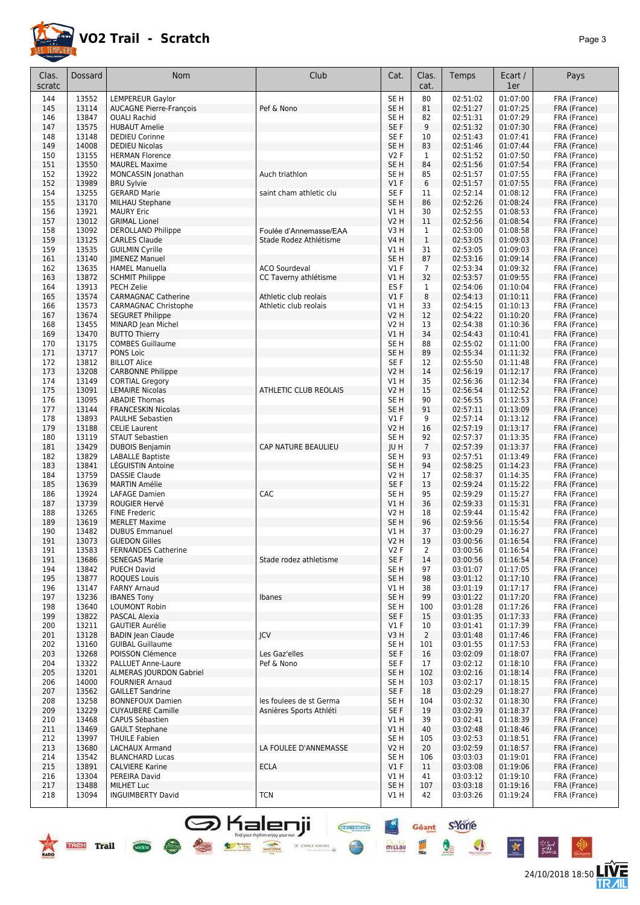# VO2 Trail - Scratch

| Clas. scratc | Dossard | Nom | Club | Cat. | Clas. cat. | Temps | Ecart / 1er | Pays |
|---|---|---|---|---|---|---|---|---|
| 144 | 13552 | LEMPEREUR Gaylor | | SE H | 80 | 02:51:02 | 01:07:00 | FRA (France) |
| 145 | 13114 | AUCAGNE Pierre-François | Pef & Nono | SE H | 81 | 02:51:27 | 01:07:25 | FRA (France) |
| 146 | 13847 | OUALI Rachid | | SE H | 82 | 02:51:31 | 01:07:29 | FRA (France) |
| 147 | 13575 | HUBAUT Amelie | | SE F | 9 | 02:51:32 | 01:07:30 | FRA (France) |
| 148 | 13148 | DEDIEU Corinne | | SE F | 10 | 02:51:43 | 01:07:41 | FRA (France) |
| 149 | 14008 | DEDIEU Nicolas | | SE H | 83 | 02:51:46 | 01:07:44 | FRA (France) |
| 150 | 13155 | HERMAN Florence | | V2 F | 1 | 02:51:52 | 01:07:50 | FRA (France) |
| 151 | 13550 | MAUREL Maxime | | SE H | 84 | 02:51:56 | 01:07:54 | FRA (France) |
| 152 | 13922 | MONCASSIN Jonathan | Auch triathlon | SE H | 85 | 02:51:57 | 01:07:55 | FRA (France) |
| 152 | 13989 | BRU Sylvie | | V1 F | 6 | 02:51:57 | 01:07:55 | FRA (France) |
| 154 | 13255 | GERARD Marie | saint cham athletic clu | SE F | 11 | 02:52:14 | 01:08:12 | FRA (France) |
| 155 | 13170 | MILHAU Stephane | | SE H | 86 | 02:52:26 | 01:08:24 | FRA (France) |
| 156 | 13921 | MAURY Eric | | V1 H | 30 | 02:52:55 | 01:08:53 | FRA (France) |
| 157 | 13012 | GRIMAL Lionel | | V2 H | 11 | 02:52:56 | 01:08:54 | FRA (France) |
| 158 | 13092 | DEROLLAND Philippe | Foulée d'Annemasse/EAA | V3 H | 1 | 02:53:00 | 01:08:58 | FRA (France) |
| 159 | 13125 | CARLES Claude | Stade Rodez Athlétisme | V4 H | 1 | 02:53:05 | 01:09:03 | FRA (France) |
| 159 | 13535 | GUILMIN Cyrille | | V1 H | 31 | 02:53:05 | 01:09:03 | FRA (France) |
| 161 | 13140 | JIMENEZ Manuel | | SE H | 87 | 02:53:16 | 01:09:14 | FRA (France) |
| 162 | 13635 | HAMEL Manuella | ACO Sourdeval | V1 F | 7 | 02:53:34 | 01:09:32 | FRA (France) |
| 163 | 13872 | SCHMIT Philippe | CC Taverny athlétisme | V1 H | 32 | 02:53:57 | 01:09:55 | FRA (France) |
| 164 | 13913 | PECH Zelie | | ES F | 1 | 02:54:06 | 01:10:04 | FRA (France) |
| 165 | 13574 | CARMAGNAC Catherine | Athletic club reolais | V1 F | 8 | 02:54:13 | 01:10:11 | FRA (France) |
| 166 | 13573 | CARMAGNAC Christophe | Athletic club reolais | V1 H | 33 | 02:54:15 | 01:10:13 | FRA (France) |
| 167 | 13674 | SEGURET Philippe | | V2 H | 12 | 02:54:22 | 01:10:20 | FRA (France) |
| 168 | 13455 | MINARD Jean Michel | | V2 H | 13 | 02:54:38 | 01:10:36 | FRA (France) |
| 169 | 13470 | BUTTO Thierry | | V1 H | 34 | 02:54:43 | 01:10:41 | FRA (France) |
| 170 | 13175 | COMBES Guillaume | | SE H | 88 | 02:55:02 | 01:11:00 | FRA (France) |
| 171 | 13717 | PONS Loic | | SE H | 89 | 02:55:34 | 01:11:32 | FRA (France) |
| 172 | 13812 | BILLOT Alice | | SE F | 12 | 02:55:50 | 01:11:48 | FRA (France) |
| 173 | 13208 | CARBONNE Philippe | | V2 H | 14 | 02:56:19 | 01:12:17 | FRA (France) |
| 174 | 13149 | CORTIAL Gregory | | V1 H | 35 | 02:56:36 | 01:12:34 | FRA (France) |
| 175 | 13091 | LEMAIRE Nicolas | ATHLETIC CLUB REOLAIS | V2 H | 15 | 02:56:54 | 01:12:52 | FRA (France) |
| 176 | 13095 | ABADIE Thomas | | SE H | 90 | 02:56:55 | 01:12:53 | FRA (France) |
| 177 | 13144 | FRANCESKIN Nicolas | | SE H | 91 | 02:57:11 | 01:13:09 | FRA (France) |
| 178 | 13893 | PAULHE Sebastien | | V1 F | 9 | 02:57:14 | 01:13:12 | FRA (France) |
| 179 | 13188 | CELIE Laurent | | V2 H | 16 | 02:57:19 | 01:13:17 | FRA (France) |
| 180 | 13119 | STAUT Sebastien | | SE H | 92 | 02:57:37 | 01:13:35 | FRA (France) |
| 181 | 13429 | DUBOIS Benjamin | CAP NATURE BEAULIEU | JU H | 7 | 02:57:39 | 01:13:37 | FRA (France) |
| 182 | 13829 | LABALLE Baptiste | | SE H | 93 | 02:57:51 | 01:13:49 | FRA (France) |
| 183 | 13841 | LÉGUISTIN Antoine | | SE H | 94 | 02:58:25 | 01:14:23 | FRA (France) |
| 184 | 13759 | DASSIE Claude | | V2 H | 17 | 02:58:37 | 01:14:35 | FRA (France) |
| 185 | 13639 | MARTIN Amélie | | SE F | 13 | 02:59:24 | 01:15:22 | FRA (France) |
| 186 | 13924 | LAFAGE Damien | CAC | SE H | 95 | 02:59:29 | 01:15:27 | FRA (France) |
| 187 | 13739 | ROUGIER Hervé | | V1 H | 36 | 02:59:33 | 01:15:31 | FRA (France) |
| 188 | 13265 | FINE Frederic | | V2 H | 18 | 02:59:44 | 01:15:42 | FRA (France) |
| 189 | 13619 | MERLET Maxime | | SE H | 96 | 02:59:56 | 01:15:54 | FRA (France) |
| 190 | 13482 | DUBUS Emmanuel | | V1 H | 37 | 03:00:29 | 01:16:27 | FRA (France) |
| 191 | 13073 | GUEDON Gilles | | V2 H | 19 | 03:00:56 | 01:16:54 | FRA (France) |
| 191 | 13583 | FERNANDES Catherine | | V2 F | 2 | 03:00:56 | 01:16:54 | FRA (France) |
| 191 | 13686 | SENEGAS Marie | Stade rodez athletisme | SE F | 14 | 03:00:56 | 01:16:54 | FRA (France) |
| 194 | 13842 | PUECH David | | SE H | 97 | 03:01:07 | 01:17:05 | FRA (France) |
| 195 | 13877 | ROQUES Louis | | SE H | 98 | 03:01:12 | 01:17:10 | FRA (France) |
| 196 | 13147 | FARNY Arnaud | | V1 H | 38 | 03:01:19 | 01:17:17 | FRA (France) |
| 197 | 13236 | IBANES Tony | Ibanes | SE H | 99 | 03:01:22 | 01:17:20 | FRA (France) |
| 198 | 13640 | LOUMONT Robin | | SE H | 100 | 03:01:28 | 01:17:26 | FRA (France) |
| 199 | 13822 | PASCAL Alexia | | SE F | 15 | 03:01:35 | 01:17:33 | FRA (France) |
| 200 | 13211 | GAUTIER Aurélie | | V1 F | 10 | 03:01:41 | 01:17:39 | FRA (France) |
| 201 | 13128 | BADIN Jean Claude | JCV | V3 H | 2 | 03:01:48 | 01:17:46 | FRA (France) |
| 202 | 13160 | GUIBAL Guillaume | | SE H | 101 | 03:01:55 | 01:17:53 | FRA (France) |
| 203 | 13268 | POISSON Clémence | Les Gaz'elles | SE F | 16 | 03:02:09 | 01:18:07 | FRA (France) |
| 204 | 13322 | PALLUET Anne-Laure | Pef & Nono | SE F | 17 | 03:02:12 | 01:18:10 | FRA (France) |
| 205 | 13201 | ALMERAS JOURDON Gabriel | | SE H | 102 | 03:02:16 | 01:18:14 | FRA (France) |
| 206 | 14000 | FOURNIER Arnaud | | SE H | 103 | 03:02:17 | 01:18:15 | FRA (France) |
| 207 | 13562 | GAILLET Sandrine | | SE F | 18 | 03:02:29 | 01:18:27 | FRA (France) |
| 208 | 13258 | BONNEFOUX Damien | les foulees de st Germa | SE H | 104 | 03:02:32 | 01:18:30 | FRA (France) |
| 209 | 13229 | CUYAUBERE Camille | Asnières Sports Athléti | SE F | 19 | 03:02:39 | 01:18:37 | FRA (France) |
| 210 | 13468 | CAPUS Sébastien | | V1 H | 39 | 03:02:41 | 01:18:39 | FRA (France) |
| 211 | 13469 | GAULT Stephane | | V1 H | 40 | 03:02:48 | 01:18:46 | FRA (France) |
| 212 | 13997 | THUILE Fabien | | SE H | 105 | 03:02:53 | 01:18:51 | FRA (France) |
| 213 | 13680 | LACHAUX Armand | LA FOULEE D'ANNEMASSE | V2 H | 20 | 03:02:59 | 01:18:57 | FRA (France) |
| 214 | 13542 | BLANCHARD Lucas | | SE H | 106 | 03:03:03 | 01:19:01 | FRA (France) |
| 215 | 13891 | CALVIERE Karine | ECLA | V1 F | 11 | 03:03:08 | 01:19:06 | FRA (France) |
| 216 | 13304 | PEREIRA David | | V1 H | 41 | 03:03:12 | 01:19:10 | FRA (France) |
| 217 | 13488 | MILHET Luc | | SE H | 107 | 03:03:18 | 01:19:16 | FRA (France) |
| 218 | 13094 | INGUIMBERTY David | TCN | V1 H | 42 | 03:03:26 | 01:19:24 | FRA (France) |

24/10/2018 18:50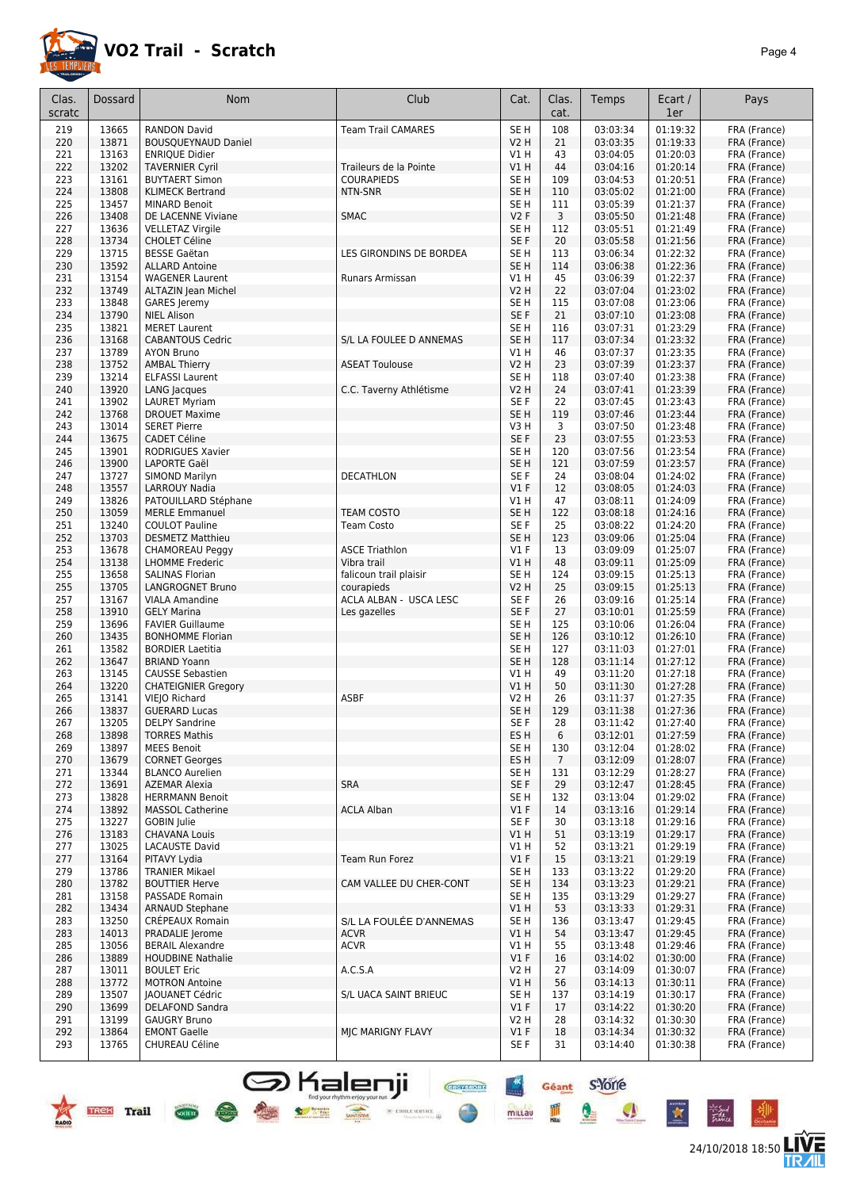# VO2 Trail - Scratch

| Clas. scratc | Dossard | Nom | Club | Cat. | Clas. cat. | Temps | Ecart / 1er | Pays |
|---|---|---|---|---|---|---|---|---|
| 219 | 13665 | RANDON David | Team Trail CAMARES | SE H | 108 | 03:03:34 | 01:19:32 | FRA (France) |
| 220 | 13871 | BOUSQUEYNAUD Daniel | | V2 H | 21 | 03:03:35 | 01:19:33 | FRA (France) |
| 221 | 13163 | ENRIQUE Didier | | V1 H | 43 | 03:04:05 | 01:20:03 | FRA (France) |
| 222 | 13202 | TAVERNIER Cyril | Traileurs de la Pointe | V1 H | 44 | 03:04:16 | 01:20:14 | FRA (France) |
| 223 | 13161 | BUYTAERT Simon | COURAPIEDS | SE H | 109 | 03:04:53 | 01:20:51 | FRA (France) |
| 224 | 13808 | KLIMECK Bertrand | NTN-SNR | SE H | 110 | 03:05:02 | 01:21:00 | FRA (France) |
| 225 | 13457 | MINARD Benoit | | SE H | 111 | 03:05:39 | 01:21:37 | FRA (France) |
| 226 | 13408 | DE LACENNE Viviane | SMAC | V2 F | 3 | 03:05:50 | 01:21:48 | FRA (France) |
| 227 | 13636 | VELLETAZ Virgile | | SE H | 112 | 03:05:51 | 01:21:49 | FRA (France) |
| 228 | 13734 | CHOLET Céline | | SE F | 20 | 03:05:58 | 01:21:56 | FRA (France) |
| 229 | 13715 | BESSE Gaëtan | LES GIRONDINS DE BORDEA | SE H | 113 | 03:06:34 | 01:22:32 | FRA (France) |
| 230 | 13592 | ALLARD Antoine | | SE H | 114 | 03:06:38 | 01:22:36 | FRA (France) |
| 231 | 13154 | WAGENER Laurent | Runars Armissan | V1 H | 45 | 03:06:39 | 01:22:37 | FRA (France) |
| 232 | 13749 | ALTAZIN Jean Michel | | V2 H | 22 | 03:07:04 | 01:23:02 | FRA (France) |
| 233 | 13848 | GARES Jeremy | | SE H | 115 | 03:07:08 | 01:23:06 | FRA (France) |
| 234 | 13790 | NIEL Alison | | SE F | 21 | 03:07:10 | 01:23:08 | FRA (France) |
| 235 | 13821 | MERET Laurent | | SE H | 116 | 03:07:31 | 01:23:29 | FRA (France) |
| 236 | 13168 | CABANTOUS Cedric | S/L LA FOULEE D ANNEMAS | SE H | 117 | 03:07:34 | 01:23:32 | FRA (France) |
| 237 | 13789 | AYON Bruno | | V1 H | 46 | 03:07:37 | 01:23:35 | FRA (France) |
| 238 | 13752 | AMBAL Thierry | ASEAT Toulouse | V2 H | 23 | 03:07:39 | 01:23:37 | FRA (France) |
| 239 | 13214 | ELFASSI Laurent | | SE H | 118 | 03:07:40 | 01:23:38 | FRA (France) |
| 240 | 13920 | LANG Jacques | C.C. Taverny Athlétisme | V2 H | 24 | 03:07:41 | 01:23:39 | FRA (France) |
| 241 | 13902 | LAURET Myriam | | SE F | 22 | 03:07:45 | 01:23:43 | FRA (France) |
| 242 | 13768 | DROUET Maxime | | SE H | 119 | 03:07:46 | 01:23:44 | FRA (France) |
| 243 | 13014 | SERET Pierre | | V3 H | 3 | 03:07:50 | 01:23:48 | FRA (France) |
| 244 | 13675 | CADET Céline | | SE F | 23 | 03:07:55 | 01:23:53 | FRA (France) |
| 245 | 13901 | RODRIGUES Xavier | | SE H | 120 | 03:07:56 | 01:23:54 | FRA (France) |
| 246 | 13900 | LAPORTE Gaël | | SE H | 121 | 03:07:59 | 01:23:57 | FRA (France) |
| 247 | 13727 | SIMOND Marilyn | DECATHLON | SE F | 24 | 03:08:04 | 01:24:02 | FRA (France) |
| 248 | 13557 | LARROUY Nadia | | V1 F | 12 | 03:08:05 | 01:24:03 | FRA (France) |
| 249 | 13826 | PATOUILLARD Stéphane | | V1 H | 47 | 03:08:11 | 01:24:09 | FRA (France) |
| 250 | 13059 | MERLE Emmanuel | TEAM COSTO | SE H | 122 | 03:08:18 | 01:24:16 | FRA (France) |
| 251 | 13240 | COULOT Pauline | Team Costo | SE F | 25 | 03:08:22 | 01:24:20 | FRA (France) |
| 252 | 13703 | DESMETZ Matthieu | | SE H | 123 | 03:09:06 | 01:25:04 | FRA (France) |
| 253 | 13678 | CHAMOREAU Peggy | ASCE Triathlon | V1 F | 13 | 03:09:09 | 01:25:07 | FRA (France) |
| 254 | 13138 | LHOMME Frederic | Vibra trail | V1 H | 48 | 03:09:11 | 01:25:09 | FRA (France) |
| 255 | 13658 | SALINAS Florian | falicoun trail plaisir | SE H | 124 | 03:09:15 | 01:25:13 | FRA (France) |
| 255 | 13705 | LANGROGNET Bruno | courapieds | V2 H | 25 | 03:09:15 | 01:25:13 | FRA (France) |
| 257 | 13167 | VIALA Amandine | ACLA ALBAN - USCA LESC | SE F | 26 | 03:09:16 | 01:25:14 | FRA (France) |
| 258 | 13910 | GELY Marina | Les gazelles | SE F | 27 | 03:10:01 | 01:25:59 | FRA (France) |
| 259 | 13696 | FAVIER Guillaume | | SE H | 125 | 03:10:06 | 01:26:04 | FRA (France) |
| 260 | 13435 | BONHOMME Florian | | SE H | 126 | 03:10:12 | 01:26:10 | FRA (France) |
| 261 | 13582 | BORDIER Laetitia | | SE H | 127 | 03:11:03 | 01:27:01 | FRA (France) |
| 262 | 13647 | BRIAND Yoann | | SE H | 128 | 03:11:14 | 01:27:12 | FRA (France) |
| 263 | 13145 | CAUSSE Sebastien | | V1 H | 49 | 03:11:20 | 01:27:18 | FRA (France) |
| 264 | 13220 | CHATEIGNIER Gregory | | V1 H | 50 | 03:11:30 | 01:27:28 | FRA (France) |
| 265 | 13141 | VIEJO Richard | ASBF | V2 H | 26 | 03:11:37 | 01:27:35 | FRA (France) |
| 266 | 13837 | GUERARD Lucas | | SE H | 129 | 03:11:38 | 01:27:36 | FRA (France) |
| 267 | 13205 | DELPY Sandrine | | SE F | 28 | 03:11:42 | 01:27:40 | FRA (France) |
| 268 | 13898 | TORRES Mathis | | ES H | 6 | 03:12:01 | 01:27:59 | FRA (France) |
| 269 | 13897 | MEES Benoit | | SE H | 130 | 03:12:04 | 01:28:02 | FRA (France) |
| 270 | 13679 | CORNET Georges | | ES H | 7 | 03:12:09 | 01:28:07 | FRA (France) |
| 271 | 13344 | BLANCO Aurelien | | SE H | 131 | 03:12:29 | 01:28:27 | FRA (France) |
| 272 | 13691 | AZEMAR Alexia | SRA | SE F | 29 | 03:12:47 | 01:28:45 | FRA (France) |
| 273 | 13828 | HERRMANN Benoit | | SE H | 132 | 03:13:04 | 01:29:02 | FRA (France) |
| 274 | 13892 | MASSOL Catherine | ACLA Alban | V1 F | 14 | 03:13:16 | 01:29:14 | FRA (France) |
| 275 | 13227 | GOBIN Julie | | SE F | 30 | 03:13:18 | 01:29:16 | FRA (France) |
| 276 | 13183 | CHAVANA Louis | | V1 H | 51 | 03:13:19 | 01:29:17 | FRA (France) |
| 277 | 13025 | LACAUSTE David | | V1 H | 52 | 03:13:21 | 01:29:19 | FRA (France) |
| 277 | 13164 | PITAVY Lydia | Team Run Forez | V1 F | 15 | 03:13:21 | 01:29:19 | FRA (France) |
| 279 | 13786 | TRANIER Mikael | | SE H | 133 | 03:13:22 | 01:29:20 | FRA (France) |
| 280 | 13782 | BOUTTIER Herve | CAM VALLEE DU CHER-CONT | SE H | 134 | 03:13:23 | 01:29:21 | FRA (France) |
| 281 | 13158 | PASSADE Romain | | SE H | 135 | 03:13:29 | 01:29:27 | FRA (France) |
| 282 | 13434 | ARNAUD Stephane | | V1 H | 53 | 03:13:33 | 01:29:31 | FRA (France) |
| 283 | 13250 | CRÉPEAUX Romain | S/L LA FOULÉE D'ANNEMAS | SE H | 136 | 03:13:47 | 01:29:45 | FRA (France) |
| 283 | 14013 | PRADALIE Jerome | ACVR | V1 H | 54 | 03:13:47 | 01:29:45 | FRA (France) |
| 285 | 13056 | BERAIL Alexandre | ACVR | V1 H | 55 | 03:13:48 | 01:29:46 | FRA (France) |
| 286 | 13889 | HOUDBINE Nathalie | | V1 F | 16 | 03:14:02 | 01:30:00 | FRA (France) |
| 287 | 13011 | BOULET Eric | A.C.S.A | V2 H | 27 | 03:14:09 | 01:30:07 | FRA (France) |
| 288 | 13772 | MOTRON Antoine | | V1 H | 56 | 03:14:13 | 01:30:11 | FRA (France) |
| 289 | 13507 | JAOUANET Cédric | S/L UACA SAINT BRIEUC | SE H | 137 | 03:14:19 | 01:30:17 | FRA (France) |
| 290 | 13699 | DELAFOND Sandra | | V1 F | 17 | 03:14:22 | 01:30:20 | FRA (France) |
| 291 | 13199 | GAUGRY Bruno | | V2 H | 28 | 03:14:32 | 01:30:30 | FRA (France) |
| 292 | 13864 | EMONT Gaelle | MJC MARIGNY FLAVY | V1 F | 18 | 03:14:34 | 01:30:32 | FRA (France) |
| 293 | 13765 | CHUREAU Céline | | SE F | 31 | 03:14:40 | 01:30:38 | FRA (France) |

24/10/2018 18:50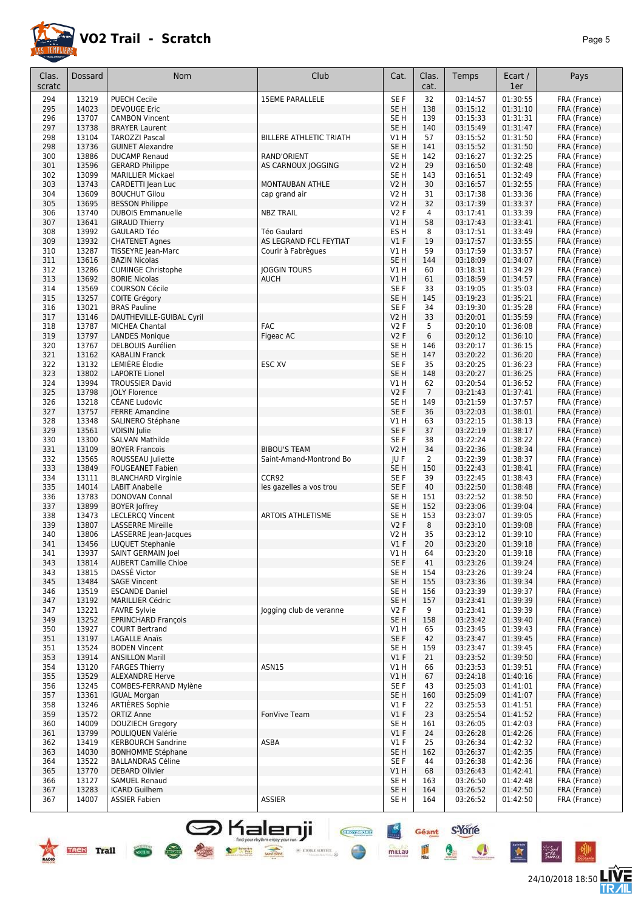# VO2 Trail - Scratch

| Clas. scratc | Dossard | Nom | Club | Cat. | Clas. cat. | Temps | Ecart / 1er | Pays |
|---|---|---|---|---|---|---|---|---|
| 294 | 13219 | PUECH Cecile | 15EME PARALLELE | SE F | 32 | 03:14:57 | 01:30:55 | FRA (France) |
| 295 | 14023 | DEVOUGE Eric | | SE H | 138 | 03:15:12 | 01:31:10 | FRA (France) |
| 296 | 13707 | CAMBON Vincent | | SE H | 139 | 03:15:33 | 01:31:31 | FRA (France) |
| 297 | 13738 | BRAYER Laurent | | SE H | 140 | 03:15:49 | 01:31:47 | FRA (France) |
| 298 | 13104 | TAROZZI Pascal | BILLERE ATHLETIC TRIATH | V1 H | 57 | 03:15:52 | 01:31:50 | FRA (France) |
| 298 | 13736 | GUINET Alexandre | | SE H | 141 | 03:15:52 | 01:31:50 | FRA (France) |
| 300 | 13886 | DUCAMP Renaud | RAND'ORIENT | SE H | 142 | 03:16:27 | 01:32:25 | FRA (France) |
| 301 | 13596 | GERARD Philippe | AS CARNOUX JOGGING | V2 H | 29 | 03:16:50 | 01:32:48 | FRA (France) |
| 302 | 13099 | MARILLIER Mickael | | SE H | 143 | 03:16:51 | 01:32:49 | FRA (France) |
| 303 | 13743 | CARDETTI Jean Luc | MONTAUBAN ATHLE | V2 H | 30 | 03:16:57 | 01:32:55 | FRA (France) |
| 304 | 13609 | BOUCHUT Gilou | cap grand air | V2 H | 31 | 03:17:38 | 01:33:36 | FRA (France) |
| 305 | 13695 | BESSON Philippe | | V2 H | 32 | 03:17:39 | 01:33:37 | FRA (France) |
| 306 | 13740 | DUBOIS Emmanuelle | NBZ TRAIL | V2 F | 4 | 03:17:41 | 01:33:39 | FRA (France) |
| 307 | 13641 | GIRAUD Thierry | | V1 H | 58 | 03:17:43 | 01:33:41 | FRA (France) |
| 308 | 13992 | GAULARD Téo | Téo Gaulard | ES H | 8 | 03:17:51 | 01:33:49 | FRA (France) |
| 309 | 13932 | CHATENET Agnes | AS LEGRAND FCL FEYTIAT | V1 F | 19 | 03:17:57 | 01:33:55 | FRA (France) |
| 310 | 13287 | TISSEYRE Jean-Marc | Courir à Fabrègues | V1 H | 59 | 03:17:59 | 01:33:57 | FRA (France) |
| 311 | 13616 | BAZIN Nicolas | | SE H | 144 | 03:18:09 | 01:34:07 | FRA (France) |
| 312 | 13286 | CUMINGE Christophe | JOGGIN TOURS | V1 H | 60 | 03:18:31 | 01:34:29 | FRA (France) |
| 313 | 13692 | BORIE Nicolas | AUCH | V1 H | 61 | 03:18:59 | 01:34:57 | FRA (France) |
| 314 | 13569 | COURSON Cécile | | SE F | 33 | 03:19:05 | 01:35:03 | FRA (France) |
| 315 | 13257 | COITE Grégory | | SE H | 145 | 03:19:23 | 01:35:21 | FRA (France) |
| 316 | 13021 | BRAS Pauline | | SE F | 34 | 03:19:30 | 01:35:28 | FRA (France) |
| 317 | 13146 | DAUTHEVILLE-GUIBAL Cyril | | V2 H | 33 | 03:20:01 | 01:35:59 | FRA (France) |
| 318 | 13787 | MICHEA Chantal | FAC | V2 F | 5 | 03:20:10 | 01:36:08 | FRA (France) |
| 319 | 13797 | LANDES Monique | Figeac AC | V2 F | 6 | 03:20:12 | 01:36:10 | FRA (France) |
| 320 | 13767 | DELBOUIS Aurélien | | SE H | 146 | 03:20:17 | 01:36:15 | FRA (France) |
| 321 | 13162 | KABALIN Franck | | SE H | 147 | 03:20:22 | 01:36:20 | FRA (France) |
| 322 | 13132 | LEMIÈRE Élodie | ESC XV | SE F | 35 | 03:20:25 | 01:36:23 | FRA (France) |
| 323 | 13802 | LAPORTE Lionel | | SE H | 148 | 03:20:27 | 01:36:25 | FRA (France) |
| 324 | 13994 | TROUSSIER David | | V1 H | 62 | 03:20:54 | 01:36:52 | FRA (France) |
| 325 | 13798 | JOLY Florence | | V2 F | 7 | 03:21:43 | 01:37:41 | FRA (France) |
| 326 | 13218 | CÉANE Ludovic | | SE H | 149 | 03:21:59 | 01:37:57 | FRA (France) |
| 327 | 13757 | FERRE Amandine | | SE F | 36 | 03:22:03 | 01:38:01 | FRA (France) |
| 328 | 13348 | SALINERO Stéphane | | V1 H | 63 | 03:22:15 | 01:38:13 | FRA (France) |
| 329 | 13561 | VOISIN Julie | | SE F | 37 | 03:22:19 | 01:38:17 | FRA (France) |
| 330 | 13300 | SALVAN Mathilde | | SE F | 38 | 03:22:24 | 01:38:22 | FRA (France) |
| 331 | 13109 | BOYER Francois | BIBOU'S TEAM | V2 H | 34 | 03:22:36 | 01:38:34 | FRA (France) |
| 332 | 13565 | ROUSSEAU Juliette | Saint-Amand-Montrond Bo | JU F | 2 | 03:22:39 | 01:38:37 | FRA (France) |
| 333 | 13849 | FOUGEANET Fabien | | SE H | 150 | 03:22:43 | 01:38:41 | FRA (France) |
| 334 | 13111 | BLANCHARD Virginie | CCR92 | SE F | 39 | 03:22:45 | 01:38:43 | FRA (France) |
| 335 | 14014 | LABIT Anabelle | les gazelles a vos trou | SE F | 40 | 03:22:50 | 01:38:48 | FRA (France) |
| 336 | 13783 | DONOVAN Connal | | SE H | 151 | 03:22:52 | 01:38:50 | FRA (France) |
| 337 | 13899 | BOYER Joffrey | | SE H | 152 | 03:23:06 | 01:39:04 | FRA (France) |
| 338 | 13473 | LECLERCQ Vincent | ARTOIS ATHLETISME | SE H | 153 | 03:23:07 | 01:39:05 | FRA (France) |
| 339 | 13807 | LASSERRE Mireille | | V2 F | 8 | 03:23:10 | 01:39:08 | FRA (France) |
| 340 | 13806 | LASSERRE Jean-Jacques | | V2 H | 35 | 03:23:12 | 01:39:10 | FRA (France) |
| 341 | 13456 | LUQUET Stephanie | | V1 F | 20 | 03:23:20 | 01:39:18 | FRA (France) |
| 341 | 13937 | SAINT GERMAIN Joel | | V1 H | 64 | 03:23:20 | 01:39:18 | FRA (France) |
| 343 | 13814 | AUBERT Camille Chloe | | SE F | 41 | 03:23:26 | 01:39:24 | FRA (France) |
| 343 | 13815 | DASSÉ Victor | | SE H | 154 | 03:23:26 | 01:39:24 | FRA (France) |
| 345 | 13484 | SAGE Vincent | | SE H | 155 | 03:23:36 | 01:39:34 | FRA (France) |
| 346 | 13519 | ESCANDE Daniel | | SE H | 156 | 03:23:39 | 01:39:37 | FRA (France) |
| 347 | 13192 | MARILLIER Cédric | | SE H | 157 | 03:23:41 | 01:39:39 | FRA (France) |
| 347 | 13221 | FAVRE Sylvie | Jogging club de veranne | V2 F | 9 | 03:23:41 | 01:39:39 | FRA (France) |
| 349 | 13252 | EPRINCHARD François | | SE H | 158 | 03:23:42 | 01:39:40 | FRA (France) |
| 350 | 13927 | COURT Bertrand | | V1 H | 65 | 03:23:45 | 01:39:43 | FRA (France) |
| 351 | 13197 | LAGALLE Anaïs | | SE F | 42 | 03:23:47 | 01:39:45 | FRA (France) |
| 351 | 13524 | BODEN Vincent | | SE H | 159 | 03:23:47 | 01:39:45 | FRA (France) |
| 353 | 13914 | ANSILLON Marill | | V1 F | 21 | 03:23:52 | 01:39:50 | FRA (France) |
| 354 | 13120 | FARGES Thierry | ASN15 | V1 H | 66 | 03:23:53 | 01:39:51 | FRA (France) |
| 355 | 13529 | ALEXANDRE Herve | | V1 H | 67 | 03:24:18 | 01:40:16 | FRA (France) |
| 356 | 13245 | COMBES-FERRAND Mylène | | SE F | 43 | 03:25:03 | 01:41:01 | FRA (France) |
| 357 | 13361 | IGUAL Morgan | | SE H | 160 | 03:25:09 | 01:41:07 | FRA (France) |
| 358 | 13246 | ARTIÈRES Sophie | | V1 F | 22 | 03:25:53 | 01:41:51 | FRA (France) |
| 359 | 13572 | ORTIZ Anne | FonVive Team | V1 F | 23 | 03:25:54 | 01:41:52 | FRA (France) |
| 360 | 14009 | DOUZIECH Gregory | | SE H | 161 | 03:26:05 | 01:42:03 | FRA (France) |
| 361 | 13799 | POULIQUEN Valérie | | V1 F | 24 | 03:26:28 | 01:42:26 | FRA (France) |
| 362 | 13419 | KERBOURCH Sandrine | ASBA | V1 F | 25 | 03:26:34 | 01:42:32 | FRA (France) |
| 363 | 14030 | BONHOMME Stéphane | | SE H | 162 | 03:26:37 | 01:42:35 | FRA (France) |
| 364 | 13522 | BALLANDRAS Céline | | SE F | 44 | 03:26:38 | 01:42:36 | FRA (France) |
| 365 | 13770 | DEBARD Olivier | | V1 H | 68 | 03:26:43 | 01:42:41 | FRA (France) |
| 366 | 13127 | SAMUEL Renaud | | SE H | 163 | 03:26:50 | 01:42:48 | FRA (France) |
| 367 | 13283 | ICARD Guilhem | | SE H | 164 | 03:26:52 | 01:42:50 | FRA (France) |
| 367 | 14007 | ASSIER Fabien | ASSIER | SE H | 164 | 03:26:52 | 01:42:50 | FRA (France) |

24/10/2018 18:50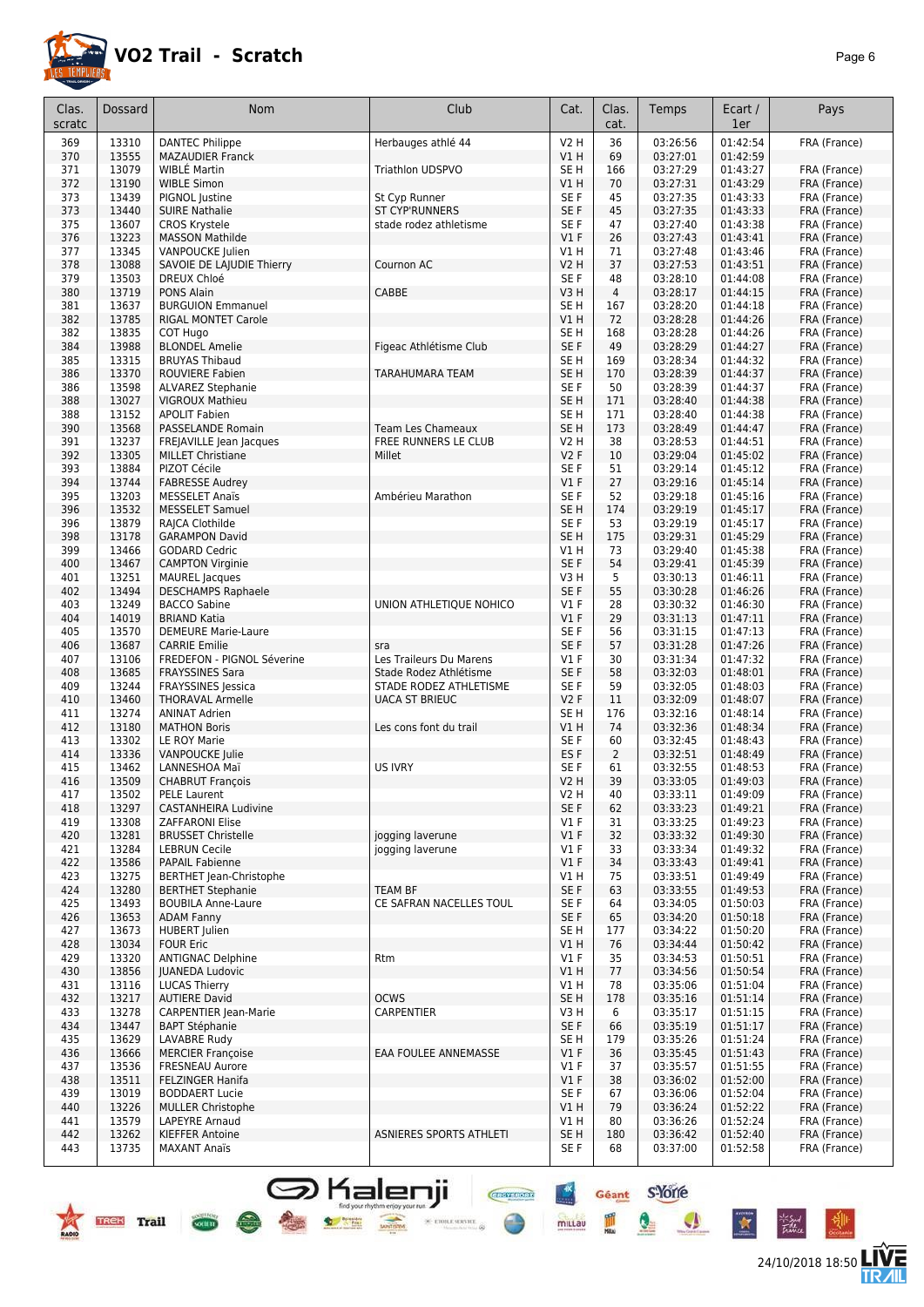# VO2 Trail - Scratch

| Clas. scratc | Dossard | Nom | Club | Cat. | Clas. cat. | Temps | Ecart / 1er | Pays |
|---|---|---|---|---|---|---|---|---|
| 369 | 13310 | DANTEC Philippe | Herbauges athlé 44 | V2 H | 36 | 03:26:56 | 01:42:54 | FRA (France) |
| 370 | 13555 | MAZAUDIER Franck | | V1 H | 69 | 03:27:01 | 01:42:59 | |
| 371 | 13079 | WIBLÉ Martin | Triathlon UDSPVO | SE H | 166 | 03:27:29 | 01:43:27 | FRA (France) |
| 372 | 13190 | WIBLE Simon | | V1 H | 70 | 03:27:31 | 01:43:29 | FRA (France) |
| 373 | 13439 | PIGNOL Justine | St Cyp Runner | SE F | 45 | 03:27:35 | 01:43:33 | FRA (France) |
| 373 | 13440 | SUIRE Nathalie | ST CYP'RUNNERS | SE F | 45 | 03:27:35 | 01:43:33 | FRA (France) |
| 375 | 13607 | CROS Krystele | stade rodez athletisme | SE F | 47 | 03:27:40 | 01:43:38 | FRA (France) |
| 376 | 13223 | MASSON Mathilde | | V1 F | 26 | 03:27:43 | 01:43:41 | FRA (France) |
| 377 | 13345 | VANPOUCKE Julien | | V1 H | 71 | 03:27:48 | 01:43:46 | FRA (France) |
| 378 | 13088 | SAVOIE DE LAJUDIE Thierry | Cournon AC | V2 H | 37 | 03:27:53 | 01:43:51 | FRA (France) |
| 379 | 13503 | DREUX Chloé | | SE F | 48 | 03:28:10 | 01:44:08 | FRA (France) |
| 380 | 13719 | PONS Alain | CABBE | V3 H | 4 | 03:28:17 | 01:44:15 | FRA (France) |
| 381 | 13637 | BURGUION Emmanuel | | SE H | 167 | 03:28:20 | 01:44:18 | FRA (France) |
| 382 | 13785 | RIGAL MONTET Carole | | V1 H | 72 | 03:28:28 | 01:44:26 | FRA (France) |
| 382 | 13835 | COT Hugo | | SE H | 168 | 03:28:28 | 01:44:26 | FRA (France) |
| 384 | 13988 | BLONDEL Amelie | Figeac Athlétisme Club | SE F | 49 | 03:28:29 | 01:44:27 | FRA (France) |
| 385 | 13315 | BRUYAS Thibaud | | SE H | 169 | 03:28:34 | 01:44:32 | FRA (France) |
| 386 | 13370 | ROUVIERE Fabien | TARAHUMARA TEAM | SE H | 170 | 03:28:39 | 01:44:37 | FRA (France) |
| 386 | 13598 | ALVAREZ Stephanie | | SE F | 50 | 03:28:39 | 01:44:37 | FRA (France) |
| 388 | 13027 | VIGROUX Mathieu | | SE H | 171 | 03:28:40 | 01:44:38 | FRA (France) |
| 388 | 13152 | APOLIT Fabien | | SE H | 171 | 03:28:40 | 01:44:38 | FRA (France) |
| 390 | 13568 | PASSELANDE Romain | Team Les Chameaux | SE H | 173 | 03:28:49 | 01:44:47 | FRA (France) |
| 391 | 13237 | FREJAVILLE Jean Jacques | FREE RUNNERS LE CLUB | V2 H | 38 | 03:28:53 | 01:44:51 | FRA (France) |
| 392 | 13305 | MILLET Christiane | Millet | V2 F | 10 | 03:29:04 | 01:45:02 | FRA (France) |
| 393 | 13884 | PIZOT Cécile | | SE F | 51 | 03:29:14 | 01:45:12 | FRA (France) |
| 394 | 13744 | FABRESSE Audrey | | V1 F | 27 | 03:29:16 | 01:45:14 | FRA (France) |
| 395 | 13203 | MESSELET Anaïs | Ambérieu Marathon | SE F | 52 | 03:29:18 | 01:45:16 | FRA (France) |
| 396 | 13532 | MESSELET Samuel | | SE H | 174 | 03:29:19 | 01:45:17 | FRA (France) |
| 396 | 13879 | RAJCA Clothilde | | SE F | 53 | 03:29:19 | 01:45:17 | FRA (France) |
| 398 | 13178 | GARAMPON David | | SE H | 175 | 03:29:31 | 01:45:29 | FRA (France) |
| 399 | 13466 | GODARD Cedric | | V1 H | 73 | 03:29:40 | 01:45:38 | FRA (France) |
| 400 | 13467 | CAMPTON Virginie | | SE F | 54 | 03:29:41 | 01:45:39 | FRA (France) |
| 401 | 13251 | MAUREL Jacques | | V3 H | 5 | 03:30:13 | 01:46:11 | FRA (France) |
| 402 | 13494 | DESCHAMPS Raphaele | | SE F | 55 | 03:30:28 | 01:46:26 | FRA (France) |
| 403 | 13249 | BACCO Sabine | UNION ATHLETIQUE NOHICO | V1 F | 28 | 03:30:32 | 01:46:30 | FRA (France) |
| 404 | 14019 | BRIAND Katia | | V1 F | 29 | 03:31:13 | 01:47:11 | FRA (France) |
| 405 | 13570 | DEMEURE Marie-Laure | | SE F | 56 | 03:31:15 | 01:47:13 | FRA (France) |
| 406 | 13687 | CARRIE Emilie | sra | SE F | 57 | 03:31:28 | 01:47:26 | FRA (France) |
| 407 | 13106 | FREDEFON - PIGNOL Séverine | Les Traileurs Du Marens | V1 F | 30 | 03:31:34 | 01:47:32 | FRA (France) |
| 408 | 13685 | FRAYSSINES Sara | Stade Rodez Athlétisme | SE F | 58 | 03:32:03 | 01:48:01 | FRA (France) |
| 409 | 13244 | FRAYSSINES Jessica | STADE RODEZ ATHLETISME | SE F | 59 | 03:32:05 | 01:48:03 | FRA (France) |
| 410 | 13460 | THORAVAL Armelle | UACA ST BRIEUC | V2 F | 11 | 03:32:09 | 01:48:07 | FRA (France) |
| 411 | 13274 | ANINAT Adrien | | SE H | 176 | 03:32:16 | 01:48:14 | FRA (France) |
| 412 | 13180 | MATHON Boris | Les cons font du trail | V1 H | 74 | 03:32:36 | 01:48:34 | FRA (France) |
| 413 | 13302 | LE ROY Marie | | SE F | 60 | 03:32:45 | 01:48:43 | FRA (France) |
| 414 | 13336 | VANPOUCKE Julie | | ES F | 2 | 03:32:51 | 01:48:49 | FRA (France) |
| 415 | 13462 | LANNESHOA Maï | US IVRY | SE F | 61 | 03:32:55 | 01:48:53 | FRA (France) |
| 416 | 13509 | CHABRUT François | | V2 H | 39 | 03:33:05 | 01:49:03 | FRA (France) |
| 417 | 13502 | PELE Laurent | | V2 H | 40 | 03:33:11 | 01:49:09 | FRA (France) |
| 418 | 13297 | CASTANHEIRA Ludivine | | SE F | 62 | 03:33:23 | 01:49:21 | FRA (France) |
| 419 | 13308 | ZAFFARONI Elise | | V1 F | 31 | 03:33:25 | 01:49:23 | FRA (France) |
| 420 | 13281 | BRUSSET Christelle | jogging laverune | V1 F | 32 | 03:33:32 | 01:49:30 | FRA (France) |
| 421 | 13284 | LEBRUN Cecile | jogging laverune | V1 F | 33 | 03:33:34 | 01:49:32 | FRA (France) |
| 422 | 13586 | PAPAIL Fabienne | | V1 F | 34 | 03:33:43 | 01:49:41 | FRA (France) |
| 423 | 13275 | BERTHET Jean-Christophe | | V1 H | 75 | 03:33:51 | 01:49:49 | FRA (France) |
| 424 | 13280 | BERTHET Stephanie | TEAM BF | SE F | 63 | 03:33:55 | 01:49:53 | FRA (France) |
| 425 | 13493 | BOUBILA Anne-Laure | CE SAFRAN NACELLES TOUL | SE F | 64 | 03:34:05 | 01:50:03 | FRA (France) |
| 426 | 13653 | ADAM Fanny | | SE F | 65 | 03:34:20 | 01:50:18 | FRA (France) |
| 427 | 13673 | HUBERT Julien | | SE H | 177 | 03:34:22 | 01:50:20 | FRA (France) |
| 428 | 13034 | FOUR Eric | | V1 H | 76 | 03:34:44 | 01:50:42 | FRA (France) |
| 429 | 13320 | ANTIGNAC Delphine | Rtm | V1 F | 35 | 03:34:53 | 01:50:51 | FRA (France) |
| 430 | 13856 | JUANEDA Ludovic | | V1 H | 77 | 03:34:56 | 01:50:54 | FRA (France) |
| 431 | 13116 | LUCAS Thierry | | V1 H | 78 | 03:35:06 | 01:51:04 | FRA (France) |
| 432 | 13217 | AUTIERE David | OCWS | SE H | 178 | 03:35:16 | 01:51:14 | FRA (France) |
| 433 | 13278 | CARPENTIER Jean-Marie | CARPENTIER | V3 H | 6 | 03:35:17 | 01:51:15 | FRA (France) |
| 434 | 13447 | BAPT Stéphanie | | SE F | 66 | 03:35:19 | 01:51:17 | FRA (France) |
| 435 | 13629 | LAVABRE Rudy | | SE H | 179 | 03:35:26 | 01:51:24 | FRA (France) |
| 436 | 13666 | MERCIER Françoise | EAA FOULEE ANNEMASSE | V1 F | 36 | 03:35:45 | 01:51:43 | FRA (France) |
| 437 | 13536 | FRESNEAU Aurore | | V1 F | 37 | 03:35:57 | 01:51:55 | FRA (France) |
| 438 | 13511 | FELZINGER Hanifa | | V1 F | 38 | 03:36:02 | 01:52:00 | FRA (France) |
| 439 | 13019 | BODDAERT Lucie | | SE F | 67 | 03:36:06 | 01:52:04 | FRA (France) |
| 440 | 13226 | MULLER Christophe | | V1 H | 79 | 03:36:24 | 01:52:22 | FRA (France) |
| 441 | 13579 | LAPEYRE Arnaud | | V1 H | 80 | 03:36:26 | 01:52:24 | FRA (France) |
| 442 | 13262 | KIEFFER Antoine | ASNIERES SPORTS ATHLETI | SE H | 180 | 03:36:42 | 01:52:40 | FRA (France) |
| 443 | 13735 | MAXANT Anaïs | | SE F | 68 | 03:37:00 | 01:52:58 | FRA (France) |

24/10/2018 18:50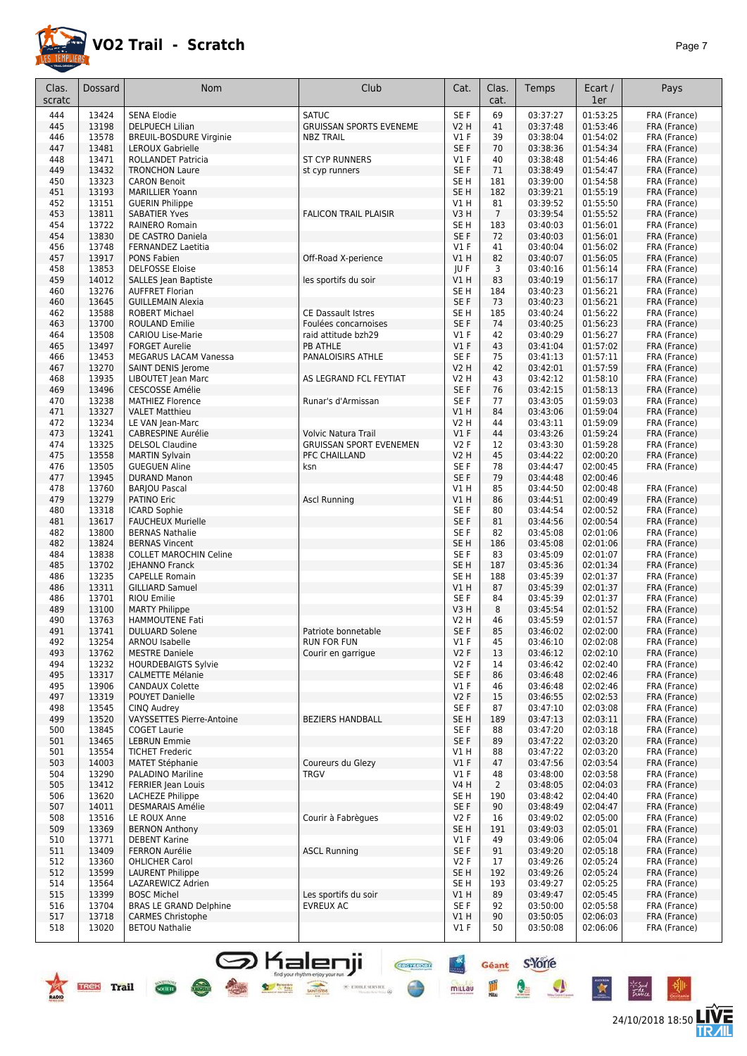# VO2 Trail - Scratch

| Clas. scratc | Dossard | Nom | Club | Cat. | Clas. cat. | Temps | Ecart / 1er | Pays |
|---|---|---|---|---|---|---|---|---|
| 444 | 13424 | SENA Elodie | SATUC | SE F | 69 | 03:37:27 | 01:53:25 | FRA (France) |
| 445 | 13198 | DELPUECH Lilian | GRUISSAN SPORTS EVENEME | V2 H | 41 | 03:37:48 | 01:53:46 | FRA (France) |
| 446 | 13578 | BREUIL-BOSDURE Virginie | NBZ TRAIL | V1 F | 39 | 03:38:04 | 01:54:02 | FRA (France) |
| 447 | 13481 | LEROUX Gabrielle | | SE F | 70 | 03:38:36 | 01:54:34 | FRA (France) |
| 448 | 13471 | ROLLANDET Patricia | ST CYP RUNNERS | V1 F | 40 | 03:38:48 | 01:54:46 | FRA (France) |
| 449 | 13432 | TRONCHON Laure | st cyp runners | SE F | 71 | 03:38:49 | 01:54:47 | FRA (France) |
| 450 | 13323 | CARON Benoit | | SE H | 181 | 03:39:00 | 01:54:58 | FRA (France) |
| 451 | 13193 | MARILLIER Yoann | | SE H | 182 | 03:39:21 | 01:55:19 | FRA (France) |
| 452 | 13151 | GUERIN Philippe | | V1 H | 81 | 03:39:52 | 01:55:50 | FRA (France) |
| 453 | 13811 | SABATIER Yves | FALICON TRAIL PLAISIR | V3 H | 7 | 03:39:54 | 01:55:52 | FRA (France) |
| 454 | 13722 | RAINERO Romain | | SE H | 183 | 03:40:03 | 01:56:01 | FRA (France) |
| 454 | 13830 | DE CASTRO Daniela | | SE F | 72 | 03:40:03 | 01:56:01 | FRA (France) |
| 456 | 13748 | FERNANDEZ Laetitia | | V1 F | 41 | 03:40:04 | 01:56:02 | FRA (France) |
| 457 | 13917 | PONS Fabien | Off-Road X-perience | V1 H | 82 | 03:40:07 | 01:56:05 | FRA (France) |
| 458 | 13853 | DELFOSSE Eloise | | JU F | 3 | 03:40:16 | 01:56:14 | FRA (France) |
| 459 | 14012 | SALLES Jean Baptiste | les sportifs du soir | V1 H | 83 | 03:40:19 | 01:56:17 | FRA (France) |
| 460 | 13276 | AUFFRET Florian | | SE H | 184 | 03:40:23 | 01:56:21 | FRA (France) |
| 460 | 13645 | GUILLEMAIN Alexia | | SE F | 73 | 03:40:23 | 01:56:21 | FRA (France) |
| 462 | 13588 | ROBERT Michael | CE Dassault Istres | SE H | 185 | 03:40:24 | 01:56:22 | FRA (France) |
| 463 | 13700 | ROULAND Emilie | Foulées concarnoises | SE F | 74 | 03:40:25 | 01:56:23 | FRA (France) |
| 464 | 13508 | CARIOU Lise-Marie | raid attitude bzh29 | V1 F | 42 | 03:40:29 | 01:56:27 | FRA (France) |
| 465 | 13497 | FORGET Aurelie | PB ATHLE | V1 F | 43 | 03:41:04 | 01:57:02 | FRA (France) |
| 466 | 13453 | MEGARUS LACAM Vanessa | PANALOISIRS ATHLE | SE F | 75 | 03:41:13 | 01:57:11 | FRA (France) |
| 467 | 13270 | SAINT DENIS Jerome | | V2 H | 42 | 03:42:01 | 01:57:59 | FRA (France) |
| 468 | 13935 | LIBOUTET Jean Marc | AS LEGRAND FCL FEYTIAT | V2 H | 43 | 03:42:12 | 01:58:10 | FRA (France) |
| 469 | 13496 | CESCOSSE Amélie | | SE F | 76 | 03:42:15 | 01:58:13 | FRA (France) |
| 470 | 13238 | MATHIEZ Florence | Runar's d'Armissan | SE F | 77 | 03:43:05 | 01:59:03 | FRA (France) |
| 471 | 13327 | VALET Matthieu | | V1 H | 84 | 03:43:06 | 01:59:04 | FRA (France) |
| 472 | 13234 | LE VAN Jean-Marc | | V2 H | 44 | 03:43:11 | 01:59:09 | FRA (France) |
| 473 | 13241 | CABRESPINE Aurélie | Volvic Natura Trail | V1 F | 44 | 03:43:26 | 01:59:24 | FRA (France) |
| 474 | 13325 | DELSOL Claudine | GRUISSAN SPORT EVENEMEN | V2 F | 12 | 03:43:30 | 01:59:28 | FRA (France) |
| 475 | 13558 | MARTIN Sylvain | PFC CHAILLAND | V2 H | 45 | 03:44:22 | 02:00:20 | FRA (France) |
| 476 | 13505 | GUEGUEN Aline | ksn | SE F | 78 | 03:44:47 | 02:00:45 | FRA (France) |
| 477 | 13945 | DURAND Manon | | SE F | 79 | 03:44:48 | 02:00:46 | |
| 478 | 13760 | BARJOU Pascal | | V1 H | 85 | 03:44:50 | 02:00:48 | FRA (France) |
| 479 | 13279 | PATINO Eric | Ascl Running | V1 H | 86 | 03:44:51 | 02:00:49 | FRA (France) |
| 480 | 13318 | ICARD Sophie | | SE F | 80 | 03:44:54 | 02:00:52 | FRA (France) |
| 481 | 13617 | FAUCHEUX Murielle | | SE F | 81 | 03:44:56 | 02:00:54 | FRA (France) |
| 482 | 13800 | BERNAS Nathalie | | SE F | 82 | 03:45:08 | 02:01:06 | FRA (France) |
| 482 | 13824 | BERNAS Vincent | | SE H | 186 | 03:45:08 | 02:01:06 | FRA (France) |
| 484 | 13838 | COLLET MAROCHIN Celine | | SE F | 83 | 03:45:09 | 02:01:07 | FRA (France) |
| 485 | 13702 | JEHANNO Franck | | SE H | 187 | 03:45:36 | 02:01:34 | FRA (France) |
| 486 | 13235 | CAPELLE Romain | | SE H | 188 | 03:45:39 | 02:01:37 | FRA (France) |
| 486 | 13311 | GILLIARD Samuel | | V1 H | 87 | 03:45:39 | 02:01:37 | FRA (France) |
| 486 | 13701 | RIOU Emilie | | SE F | 84 | 03:45:39 | 02:01:37 | FRA (France) |
| 489 | 13100 | MARTY Philippe | | V3 H | 8 | 03:45:54 | 02:01:52 | FRA (France) |
| 490 | 13763 | HAMMOUTENE Fati | | V2 H | 46 | 03:45:59 | 02:01:57 | FRA (France) |
| 491 | 13741 | DULUARD Solene | Patriote bonnetable | SE F | 85 | 03:46:02 | 02:02:00 | FRA (France) |
| 492 | 13254 | ARNOU Isabelle | RUN FOR FUN | V1 F | 45 | 03:46:10 | 02:02:08 | FRA (France) |
| 493 | 13762 | MESTRE Daniele | Courir en garrigue | V2 F | 13 | 03:46:12 | 02:02:10 | FRA (France) |
| 494 | 13232 | HOURDEBAIGTS Sylvie | | V2 F | 14 | 03:46:42 | 02:02:40 | FRA (France) |
| 495 | 13317 | CALMETTE Mélanie | | SE F | 86 | 03:46:48 | 02:02:46 | FRA (France) |
| 495 | 13906 | CANDAUX Colette | | V1 F | 46 | 03:46:48 | 02:02:46 | FRA (France) |
| 497 | 13319 | POUYET Danielle | | V2 F | 15 | 03:46:55 | 02:02:53 | FRA (France) |
| 498 | 13545 | CINQ Audrey | | SE F | 87 | 03:47:10 | 02:03:08 | FRA (France) |
| 499 | 13520 | VAYSSETTES Pierre-Antoine | BEZIERS HANDBALL | SE H | 189 | 03:47:13 | 02:03:11 | FRA (France) |
| 500 | 13845 | COGET Laurie | | SE F | 88 | 03:47:20 | 02:03:18 | FRA (France) |
| 501 | 13465 | LEBRUN Emmie | | SE F | 89 | 03:47:22 | 02:03:20 | FRA (France) |
| 501 | 13554 | TICHET Frederic | | V1 H | 88 | 03:47:22 | 02:03:20 | FRA (France) |
| 503 | 14003 | MATET Stéphanie | Coureurs du Glezy | V1 F | 47 | 03:47:56 | 02:03:54 | FRA (France) |
| 504 | 13290 | PALADINO Mariline | TRGV | V1 F | 48 | 03:48:00 | 02:03:58 | FRA (France) |
| 505 | 13412 | FERRIER Jean Louis | | V4 H | 2 | 03:48:05 | 02:04:03 | FRA (France) |
| 506 | 13620 | LACHEZE Philippe | | SE H | 190 | 03:48:42 | 02:04:40 | FRA (France) |
| 507 | 14011 | DESMARAIS Amélie | | SE F | 90 | 03:48:49 | 02:04:47 | FRA (France) |
| 508 | 13516 | LE ROUX Anne | Courir à Fabrègues | V2 F | 16 | 03:49:02 | 02:05:00 | FRA (France) |
| 509 | 13369 | BERNON Anthony | | SE H | 191 | 03:49:03 | 02:05:01 | FRA (France) |
| 510 | 13771 | DEBENT Karine | | V1 F | 49 | 03:49:06 | 02:05:04 | FRA (France) |
| 511 | 13409 | FERRON Aurélie | ASCL Running | SE F | 91 | 03:49:20 | 02:05:18 | FRA (France) |
| 512 | 13360 | OHLICHER Carol | | V2 F | 17 | 03:49:26 | 02:05:24 | FRA (France) |
| 512 | 13599 | LAURENT Philippe | | SE H | 192 | 03:49:26 | 02:05:24 | FRA (France) |
| 514 | 13564 | LAZAREWICZ Adrien | | SE H | 193 | 03:49:27 | 02:05:25 | FRA (France) |
| 515 | 13399 | BOSC Michel | Les sportifs du soir | V1 H | 89 | 03:49:47 | 02:05:45 | FRA (France) |
| 516 | 13704 | BRAS LE GRAND Delphine | EVREUX AC | SE F | 92 | 03:50:00 | 02:05:58 | FRA (France) |
| 517 | 13718 | CARMES Christophe | | V1 H | 90 | 03:50:05 | 02:06:03 | FRA (France) |
| 518 | 13020 | BETOU Nathalie | | V1 F | 50 | 03:50:08 | 02:06:06 | FRA (France) |

24/10/2018 18:50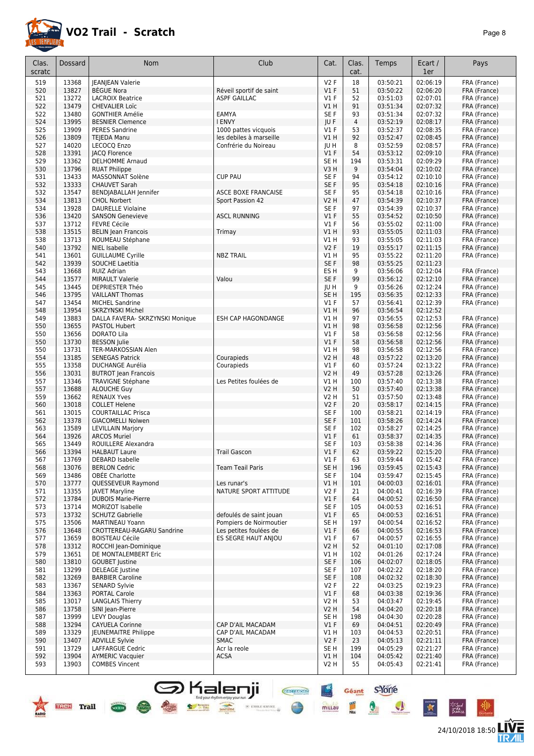# VO2 Trail - Scratch

| Clas. scratc | Dossard | Nom | Club | Cat. | Clas. cat. | Temps | Ecart / 1er | Pays |
|---|---|---|---|---|---|---|---|---|
| 519 | 13368 | JEANJEAN Valerie | | V2 F | 18 | 03:50:21 | 02:06:19 | FRA (France) |
| 520 | 13827 | BÈGUE Nora | Réveil sportif de saint | V1 F | 51 | 03:50:22 | 02:06:20 | FRA (France) |
| 521 | 13272 | LACROIX Beatrice | ASPF GAILLAC | V1 F | 52 | 03:51:03 | 02:07:01 | FRA (France) |
| 522 | 13479 | CHEVALIER Loïc | | V1 H | 91 | 03:51:34 | 02:07:32 | FRA (France) |
| 522 | 13480 | GONTHIER Amélie | EAMYA | SE F | 93 | 03:51:34 | 02:07:32 | FRA (France) |
| 524 | 13995 | BESNIER Clemence | l ENVY | JU F | 4 | 03:52:19 | 02:08:17 | FRA (France) |
| 525 | 13909 | PERES Sandrine | 1000 pattes vicquois | V1 F | 53 | 03:52:37 | 02:08:35 | FRA (France) |
| 526 | 13809 | TEJEDA Manu | les debiles à marseille | V1 H | 92 | 03:52:47 | 02:08:45 | FRA (France) |
| 527 | 14020 | LECOCQ Enzo | Confrérie du Noireau | JU H | 8 | 03:52:59 | 02:08:57 | FRA (France) |
| 528 | 13391 | JACQ Florence | | V1 F | 54 | 03:53:12 | 02:09:10 | FRA (France) |
| 529 | 13362 | DELHOMME Arnaud | | SE H | 194 | 03:53:31 | 02:09:29 | FRA (France) |
| 530 | 13796 | RUAT Philippe | | V3 H | 9 | 03:54:04 | 02:10:02 | FRA (France) |
| 531 | 13433 | MASSONNAT Solène | CUP PAU | SE F | 94 | 03:54:12 | 02:10:10 | FRA (France) |
| 532 | 13333 | CHAUVET Sarah | | SE F | 95 | 03:54:18 | 02:10:16 | FRA (France) |
| 532 | 13547 | BENDJABALLAH Jennifer | ASCE BOXE FRANCAISE | SE F | 95 | 03:54:18 | 02:10:16 | FRA (France) |
| 534 | 13813 | CHOL Norbert | Sport Passion 42 | V2 H | 47 | 03:54:39 | 02:10:37 | FRA (France) |
| 534 | 13928 | DAURELLE Violaine | | SE F | 97 | 03:54:39 | 02:10:37 | FRA (France) |
| 536 | 13420 | SANSON Genevieve | ASCL RUNNING | V1 F | 55 | 03:54:52 | 02:10:50 | FRA (France) |
| 537 | 13712 | FEVRE Cécile | | V1 F | 56 | 03:55:02 | 02:11:00 | FRA (France) |
| 538 | 13515 | BELIN Jean Francois | Trimay | V1 H | 93 | 03:55:05 | 02:11:03 | FRA (France) |
| 538 | 13713 | ROUMEAU Stéphane | | V1 H | 93 | 03:55:05 | 02:11:03 | FRA (France) |
| 540 | 13792 | NIEL Isabelle | | V2 F | 19 | 03:55:17 | 02:11:15 | FRA (France) |
| 541 | 13601 | GUILLAUME Cyrille | NBZ TRAIL | V1 H | 95 | 03:55:22 | 02:11:20 | FRA (France) |
| 542 | 13939 | SOUCHE Laetitia | | SE F | 98 | 03:55:25 | 02:11:23 | |
| 543 | 13668 | RUIZ Adrian | | ES H | 9 | 03:56:06 | 02:12:04 | FRA (France) |
| 544 | 13577 | MIRAULT Valerie | Valou | SE F | 99 | 03:56:12 | 02:12:10 | FRA (France) |
| 545 | 13445 | DEPRIESTER Théo | | JU H | 9 | 03:56:26 | 02:12:24 | FRA (France) |
| 546 | 13795 | VAILLANT Thomas | | SE H | 195 | 03:56:35 | 02:12:33 | FRA (France) |
| 547 | 13454 | MICHEL Sandrine | | V1 F | 57 | 03:56:41 | 02:12:39 | FRA (France) |
| 548 | 13954 | SKRZYNSKI Michel | | V1 H | 96 | 03:56:54 | 02:12:52 | |
| 549 | 13883 | DALLA FAVERA- SKRZYNSKI Monique | ESH CAP HAGONDANGE | V1 H | 97 | 03:56:55 | 02:12:53 | FRA (France) |
| 550 | 13655 | PASTOL Hubert | | V1 H | 98 | 03:56:58 | 02:12:56 | FRA (France) |
| 550 | 13656 | DORATO Lila | | V1 F | 58 | 03:56:58 | 02:12:56 | FRA (France) |
| 550 | 13730 | BESSON Julie | | V1 F | 58 | 03:56:58 | 02:12:56 | FRA (France) |
| 550 | 13731 | TER-MARKOSSIAN Alen | | V1 H | 98 | 03:56:58 | 02:12:56 | FRA (France) |
| 554 | 13185 | SENEGAS Patrick | Courapieds | V2 H | 48 | 03:57:22 | 02:13:20 | FRA (France) |
| 555 | 13358 | DUCHANGE Aurélia | Courapieds | V1 F | 60 | 03:57:24 | 02:13:22 | FRA (France) |
| 556 | 13031 | BUTROT Jean Francois | | V2 H | 49 | 03:57:28 | 02:13:26 | FRA (France) |
| 557 | 13346 | TRAVIGNE Stéphane | Les Petites foulées de | V1 H | 100 | 03:57:40 | 02:13:38 | FRA (France) |
| 557 | 13688 | ALOUCHE Guy | | V2 H | 50 | 03:57:40 | 02:13:38 | FRA (France) |
| 559 | 13662 | RENAUX Yves | | V2 H | 51 | 03:57:50 | 02:13:48 | FRA (France) |
| 560 | 13018 | COLLET Helene | | V2 F | 20 | 03:58:17 | 02:14:15 | FRA (France) |
| 561 | 13015 | COURTAILLAC Prisca | | SE F | 100 | 03:58:21 | 02:14:19 | FRA (France) |
| 562 | 13378 | GIACOMELLI Nolwen | | SE F | 101 | 03:58:26 | 02:14:24 | FRA (France) |
| 563 | 13589 | LEVILLAIN Marjory | | SE F | 102 | 03:58:27 | 02:14:25 | FRA (France) |
| 564 | 13926 | ARCOS Muriel | | V1 F | 61 | 03:58:37 | 02:14:35 | FRA (France) |
| 565 | 13449 | ROUILLERE Alexandra | | SE F | 103 | 03:58:38 | 02:14:36 | FRA (France) |
| 566 | 13394 | HALBAUT Laure | Trail Gascon | V1 F | 62 | 03:59:22 | 02:15:20 | FRA (France) |
| 567 | 13769 | DEBARD Isabelle | | V1 F | 63 | 03:59:44 | 02:15:42 | FRA (France) |
| 568 | 13076 | BERLON Cedric | Team Teail Paris | SE H | 196 | 03:59:45 | 02:15:43 | FRA (France) |
| 569 | 13486 | OBÉE Charlotte | | SE F | 104 | 03:59:47 | 02:15:45 | FRA (France) |
| 570 | 13777 | QUESSEVEUR Raymond | Les runar's | V1 H | 101 | 04:00:03 | 02:16:01 | FRA (France) |
| 571 | 13355 | JAVET Maryline | NATURE SPORT ATTITUDE | V2 F | 21 | 04:00:41 | 02:16:39 | FRA (France) |
| 572 | 13784 | DUBOIS Marie-Pierre | | V1 F | 64 | 04:00:52 | 02:16:50 | FRA (France) |
| 573 | 13714 | MORIZOT Isabelle | | SE F | 105 | 04:00:53 | 02:16:51 | FRA (France) |
| 573 | 13732 | SCHUTZ Gabrielle | defoulés de saint jouan | V1 F | 65 | 04:00:53 | 02:16:51 | FRA (France) |
| 575 | 13506 | MARTINEAU Yoann | Pompiers de Noirmoutier | SE H | 197 | 04:00:54 | 02:16:52 | FRA (France) |
| 576 | 13648 | CROTTEREAU-RAGARU Sandrine | Les petites foulées de | V1 F | 66 | 04:00:55 | 02:16:53 | FRA (France) |
| 577 | 13659 | BOISTEAU Cécile | ES SEGRE HAUT ANJOU | V1 F | 67 | 04:00:57 | 02:16:55 | FRA (France) |
| 578 | 13312 | ROCCHI Jean-Dominique | | V2 H | 52 | 04:01:10 | 02:17:08 | FRA (France) |
| 579 | 13651 | DE MONTALEMBERT Eric | | V1 H | 102 | 04:01:26 | 02:17:24 | FRA (France) |
| 580 | 13810 | GOUBET Justine | | SE F | 106 | 04:02:07 | 02:18:05 | FRA (France) |
| 581 | 13299 | DELEAGE Justine | | SE F | 107 | 04:02:22 | 02:18:20 | FRA (France) |
| 582 | 13269 | BARBIER Caroline | | SE F | 108 | 04:02:32 | 02:18:30 | FRA (France) |
| 583 | 13367 | SENARD Sylvie | | V2 F | 22 | 04:03:25 | 02:19:23 | FRA (France) |
| 584 | 13363 | PORTAL Carole | | V1 F | 68 | 04:03:38 | 02:19:36 | FRA (France) |
| 585 | 13017 | LANGLAIS Thierry | | V2 H | 53 | 04:03:47 | 02:19:45 | FRA (France) |
| 586 | 13758 | SINI Jean-Pierre | | V2 H | 54 | 04:04:20 | 02:20:18 | FRA (France) |
| 587 | 13999 | LEVY Douglas | | SE H | 198 | 04:04:30 | 02:20:28 | FRA (France) |
| 588 | 13294 | CAYUELA Corinne | CAP D'AIL MACADAM | V1 F | 69 | 04:04:51 | 02:20:49 | FRA (France) |
| 589 | 13329 | JEUNEMAITRE Philippe | CAP D'AIL MACADAM | V1 H | 103 | 04:04:53 | 02:20:51 | FRA (France) |
| 590 | 13407 | ADVILLE Sylvie | SMAC | V2 F | 23 | 04:05:13 | 02:21:11 | FRA (France) |
| 591 | 13729 | LAFFARGUE Cedric | Acr la reole | SE H | 199 | 04:05:29 | 02:21:27 | FRA (France) |
| 592 | 13904 | AYMERIC Vacquier | ACSA | V1 H | 104 | 04:05:42 | 02:21:40 | FRA (France) |
| 593 | 13903 | COMBES Vincent | | V2 H | 55 | 04:05:43 | 02:21:41 | FRA (France) |

24/10/2018 18:50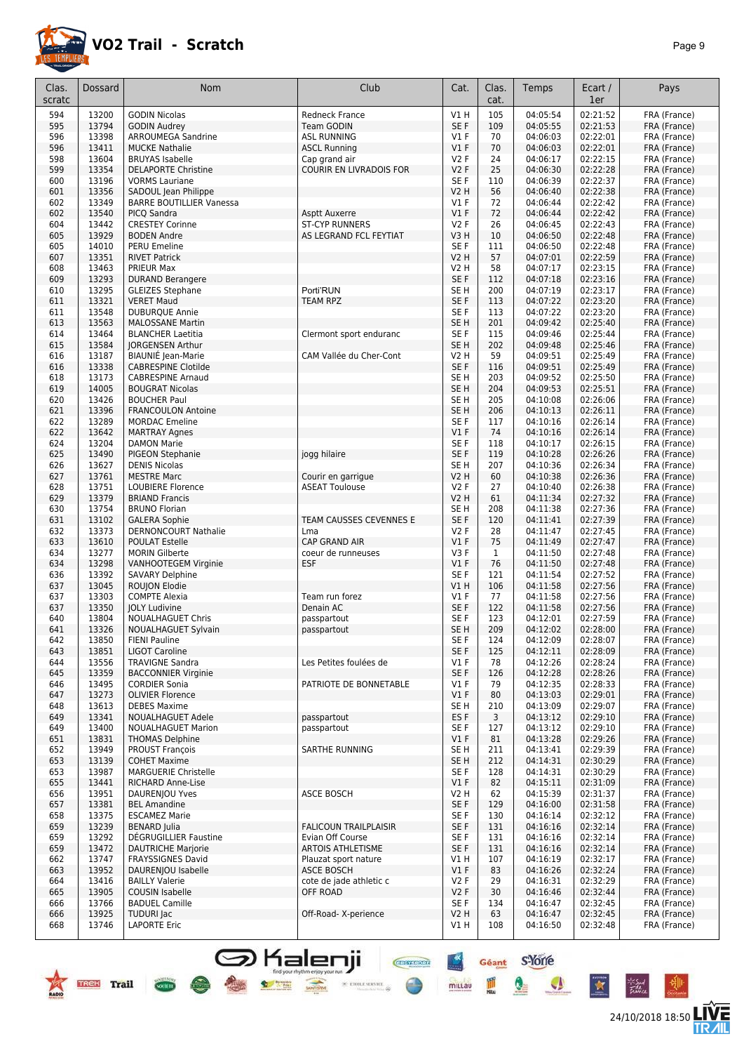# VO2 Trail - Scratch

| Clas. scratc | Dossard | Nom | Club | Cat. | Clas. cat. | Temps | Ecart / 1er | Pays |
|---|---|---|---|---|---|---|---|---|
| 594 | 13200 | GODIN Nicolas | Redneck France | V1 H | 105 | 04:05:54 | 02:21:52 | FRA (France) |
| 595 | 13794 | GODIN Audrey | Team GODIN | SE F | 109 | 04:05:55 | 02:21:53 | FRA (France) |
| 596 | 13398 | ARROUMEGA Sandrine | ASL RUNNING | V1 F | 70 | 04:06:03 | 02:22:01 | FRA (France) |
| 596 | 13411 | MUCKE Nathalie | ASCL Running | V1 F | 70 | 04:06:03 | 02:22:01 | FRA (France) |
| 598 | 13604 | BRUYAS Isabelle | Cap grand air | V2 F | 24 | 04:06:17 | 02:22:15 | FRA (France) |
| 599 | 13354 | DELAPORTE Christine | COURIR EN LIVRADOIS FOR | V2 F | 25 | 04:06:30 | 02:22:28 | FRA (France) |
| 600 | 13196 | VORMS Lauriane | | SE F | 110 | 04:06:39 | 02:22:37 | FRA (France) |
| 601 | 13356 | SADOUL Jean Philippe | | V2 H | 56 | 04:06:40 | 02:22:38 | FRA (France) |
| 602 | 13349 | BARRE BOUTILLIER Vanessa | | V1 F | 72 | 04:06:44 | 02:22:42 | FRA (France) |
| 602 | 13540 | PICQ Sandra | Asptt Auxerre | V1 F | 72 | 04:06:44 | 02:22:42 | FRA (France) |
| 604 | 13442 | CRESTEY Corinne | ST-CYP RUNNERS | V2 F | 26 | 04:06:45 | 02:22:43 | FRA (France) |
| 605 | 13929 | BODEN Andre | AS LEGRAND FCL FEYTIAT | V3 H | 10 | 04:06:50 | 02:22:48 | FRA (France) |
| 605 | 14010 | PERU Emeline | | SE F | 111 | 04:06:50 | 02:22:48 | FRA (France) |
| 607 | 13351 | RIVET Patrick | | V2 H | 57 | 04:07:01 | 02:22:59 | FRA (France) |
| 608 | 13463 | PRIEUR Max | | V2 H | 58 | 04:07:17 | 02:23:15 | FRA (France) |
| 609 | 13293 | DURAND Berangere | | SE F | 112 | 04:07:18 | 02:23:16 | FRA (France) |
| 610 | 13295 | GLEIZES Stephane | Porti'RUN | SE H | 200 | 04:07:19 | 02:23:17 | FRA (France) |
| 611 | 13321 | VERET Maud | TEAM RPZ | SE F | 113 | 04:07:22 | 02:23:20 | FRA (France) |
| 611 | 13548 | DUBURQUE Annie | | SE F | 113 | 04:07:22 | 02:23:20 | FRA (France) |
| 613 | 13563 | MALOSSANE Martin | | SE H | 201 | 04:09:42 | 02:25:40 | FRA (France) |
| 614 | 13464 | BLANCHER Laetitia | Clermont sport enduranc | SE F | 115 | 04:09:46 | 02:25:44 | FRA (France) |
| 615 | 13584 | JORGENSEN Arthur | | SE H | 202 | 04:09:48 | 02:25:46 | FRA (France) |
| 616 | 13187 | BIAUNIÉ Jean-Marie | CAM Vallée du Cher-Cont | V2 H | 59 | 04:09:51 | 02:25:49 | FRA (France) |
| 616 | 13338 | CABRESPINE Clotilde | | SE F | 116 | 04:09:51 | 02:25:49 | FRA (France) |
| 618 | 13173 | CABRESPINE Arnaud | | SE H | 203 | 04:09:52 | 02:25:50 | FRA (France) |
| 619 | 14005 | BOUGRAT Nicolas | | SE H | 204 | 04:09:53 | 02:25:51 | FRA (France) |
| 620 | 13426 | BOUCHER Paul | | SE H | 205 | 04:10:08 | 02:26:06 | FRA (France) |
| 621 | 13396 | FRANCOULON Antoine | | SE H | 206 | 04:10:13 | 02:26:11 | FRA (France) |
| 622 | 13289 | MORDAC Emeline | | SE F | 117 | 04:10:16 | 02:26:14 | FRA (France) |
| 622 | 13642 | MARTRAY Agnes | | V1 F | 74 | 04:10:16 | 02:26:14 | FRA (France) |
| 624 | 13204 | DAMON Marie | | SE F | 118 | 04:10:17 | 02:26:15 | FRA (France) |
| 625 | 13490 | PIGEON Stephanie | jogg hilaire | SE F | 119 | 04:10:28 | 02:26:26 | FRA (France) |
| 626 | 13627 | DENIS Nicolas | | SE H | 207 | 04:10:36 | 02:26:34 | FRA (France) |
| 627 | 13761 | MESTRE Marc | Courir en garrigue | V2 H | 60 | 04:10:38 | 02:26:36 | FRA (France) |
| 628 | 13751 | LOUBIERE Florence | ASEAT Toulouse | V2 F | 27 | 04:10:40 | 02:26:38 | FRA (France) |
| 629 | 13379 | BRIAND Francis | | V2 H | 61 | 04:11:34 | 02:27:32 | FRA (France) |
| 630 | 13754 | BRUNO Florian | | SE H | 208 | 04:11:38 | 02:27:36 | FRA (France) |
| 631 | 13102 | GALERA Sophie | TEAM CAUSSES CEVENNES E | SE F | 120 | 04:11:41 | 02:27:39 | FRA (France) |
| 632 | 13373 | DERNONCOURT Nathalie | Lma | V2 F | 28 | 04:11:47 | 02:27:45 | FRA (France) |
| 633 | 13610 | POULAT Estelle | CAP GRAND AIR | V1 F | 75 | 04:11:49 | 02:27:47 | FRA (France) |
| 634 | 13277 | MORIN Gilberte | coeur de runneuses | V3 F | 1 | 04:11:50 | 02:27:48 | FRA (France) |
| 634 | 13298 | VANHOOTEGEM Virginie | ESF | V1 F | 76 | 04:11:50 | 02:27:48 | FRA (France) |
| 636 | 13392 | SAVARY Delphine | | SE F | 121 | 04:11:54 | 02:27:52 | FRA (France) |
| 637 | 13045 | ROUJON Elodie | | V1 H | 106 | 04:11:58 | 02:27:56 | FRA (France) |
| 637 | 13303 | COMPTE Alexia | Team run forez | V1 F | 77 | 04:11:58 | 02:27:56 | FRA (France) |
| 637 | 13350 | JOLY Ludivine | Denain AC | SE F | 122 | 04:11:58 | 02:27:56 | FRA (France) |
| 640 | 13804 | NOUALHAGUET Chris | passpartout | SE F | 123 | 04:12:01 | 02:27:59 | FRA (France) |
| 641 | 13326 | NOUALHAGUET Sylvain | passpartout | SE H | 209 | 04:12:02 | 02:28:00 | FRA (France) |
| 642 | 13850 | FIENI Pauline | | SE F | 124 | 04:12:09 | 02:28:07 | FRA (France) |
| 643 | 13851 | LIGOT Caroline | | SE F | 125 | 04:12:11 | 02:28:09 | FRA (France) |
| 644 | 13556 | TRAVIGNE Sandra | Les Petites foulées de | V1 F | 78 | 04:12:26 | 02:28:24 | FRA (France) |
| 645 | 13359 | BACCONNIER Virginie | | SE F | 126 | 04:12:28 | 02:28:26 | FRA (France) |
| 646 | 13495 | CORDIER Sonia | PATRIOTE DE BONNETABLE | V1 F | 79 | 04:12:35 | 02:28:33 | FRA (France) |
| 647 | 13273 | OLIVIER Florence | | V1 F | 80 | 04:13:03 | 02:29:01 | FRA (France) |
| 648 | 13613 | DEBES Maxime | | SE H | 210 | 04:13:09 | 02:29:07 | FRA (France) |
| 649 | 13341 | NOUALHAGUET Adele | passpartout | ES F | 3 | 04:13:12 | 02:29:10 | FRA (France) |
| 649 | 13400 | NOUALHAGUET Marion | passpartout | SE F | 127 | 04:13:12 | 02:29:10 | FRA (France) |
| 651 | 13831 | THOMAS Delphine | | V1 F | 81 | 04:13:28 | 02:29:26 | FRA (France) |
| 652 | 13949 | PROUST François | SARTHE RUNNING | SE H | 211 | 04:13:41 | 02:29:39 | FRA (France) |
| 653 | 13139 | COHET Maxime | | SE H | 212 | 04:14:31 | 02:30:29 | FRA (France) |
| 653 | 13987 | MARGUERIE Christelle | | SE F | 128 | 04:14:31 | 02:30:29 | FRA (France) |
| 655 | 13441 | RICHARD Anne-Lise | | V1 F | 82 | 04:15:11 | 02:31:09 | FRA (France) |
| 656 | 13951 | DAURENJOU Yves | ASCE BOSCH | V2 H | 62 | 04:15:39 | 02:31:37 | FRA (France) |
| 657 | 13381 | BEL Amandine | | SE F | 129 | 04:16:00 | 02:31:58 | FRA (France) |
| 658 | 13375 | ESCAMEZ Marie | | SE F | 130 | 04:16:14 | 02:32:12 | FRA (France) |
| 659 | 13239 | BENARD Julia | FALICOUN TRAILPLAISIR | SE F | 131 | 04:16:16 | 02:32:14 | FRA (France) |
| 659 | 13292 | DÉGRUGILLIER Faustine | Evian Off Course | SE F | 131 | 04:16:16 | 02:32:14 | FRA (France) |
| 659 | 13472 | DAUTRICHE Marjorie | ARTOIS ATHLETISME | SE F | 131 | 04:16:16 | 02:32:14 | FRA (France) |
| 662 | 13747 | FRAYSSIGNES David | Plauzat sport nature | V1 H | 107 | 04:16:19 | 02:32:17 | FRA (France) |
| 663 | 13952 | DAURENJOU Isabelle | ASCE BOSCH | V1 F | 83 | 04:16:26 | 02:32:24 | FRA (France) |
| 664 | 13416 | BAILLY Valerie | cote de jade athletic c | V2 F | 29 | 04:16:31 | 02:32:29 | FRA (France) |
| 665 | 13905 | COUSIN Isabelle | OFF ROAD | V2 F | 30 | 04:16:46 | 02:32:44 | FRA (France) |
| 666 | 13766 | BADUEL Camille | | SE F | 134 | 04:16:47 | 02:32:45 | FRA (France) |
| 666 | 13925 | TUDURI Jac | Off-Road- X-perience | V2 H | 63 | 04:16:47 | 02:32:45 | FRA (France) |
| 668 | 13746 | LAPORTE Eric | | V1 H | 108 | 04:16:50 | 02:32:48 | FRA (France) |

24/10/2018 18:50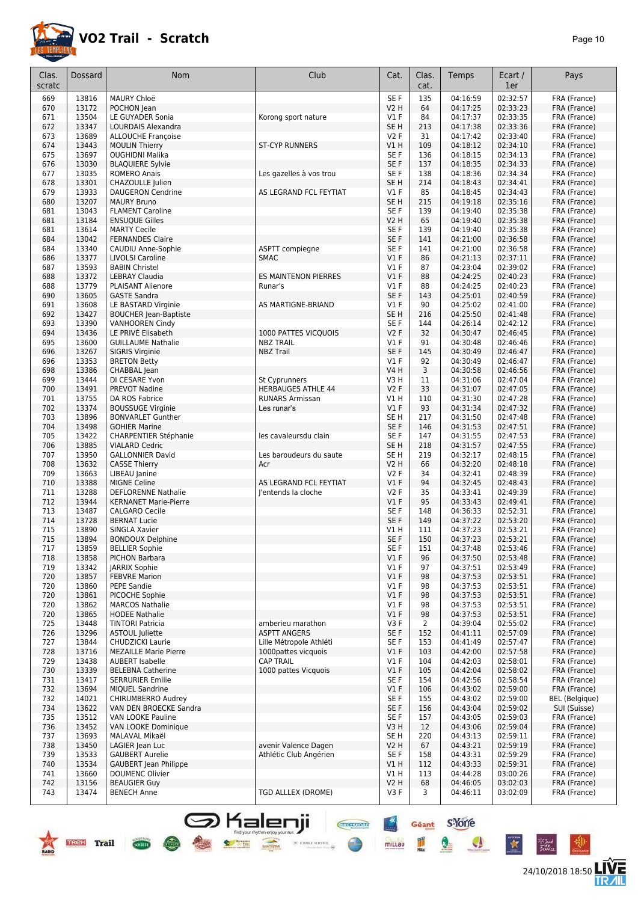# VO2 Trail - Scratch

| Clas. scratc | Dossard | Nom | Club | Cat. | Clas. cat. | Temps | Ecart / 1er | Pays |
|---|---|---|---|---|---|---|---|---|
| 669 | 13816 | MAURY Chloë | | SE F | 135 | 04:16:59 | 02:32:57 | FRA (France) |
| 670 | 13172 | POCHON Jean | | V2 H | 64 | 04:17:25 | 02:33:23 | FRA (France) |
| 671 | 13504 | LE GUYADER Sonia | Korong sport nature | V1 F | 84 | 04:17:37 | 02:33:35 | FRA (France) |
| 672 | 13347 | LOURDAIS Alexandra | | SE H | 213 | 04:17:38 | 02:33:36 | FRA (France) |
| 673 | 13689 | ALLOUCHE Françoise | | V2 F | 31 | 04:17:42 | 02:33:40 | FRA (France) |
| 674 | 13443 | MOULIN Thierry | ST-CYP RUNNERS | V1 H | 109 | 04:18:12 | 02:34:10 | FRA (France) |
| 675 | 13697 | OUGHIDNI Malika | | SE F | 136 | 04:18:15 | 02:34:13 | FRA (France) |
| 676 | 13030 | BLAQUIERE Sylvie | | SE F | 137 | 04:18:35 | 02:34:33 | FRA (France) |
| 677 | 13035 | ROMERO Anais | Les gazelles à vos trou | SE F | 138 | 04:18:36 | 02:34:34 | FRA (France) |
| 678 | 13301 | CHAZOULLE Julien | | SE H | 214 | 04:18:43 | 02:34:41 | FRA (France) |
| 679 | 13933 | DAUGERON Cendrine | AS LEGRAND FCL FEYTIAT | V1 F | 85 | 04:18:45 | 02:34:43 | FRA (France) |
| 680 | 13207 | MAURY Bruno | | SE H | 215 | 04:19:18 | 02:35:16 | FRA (France) |
| 681 | 13043 | FLAMENT Caroline | | SE F | 139 | 04:19:40 | 02:35:38 | FRA (France) |
| 681 | 13184 | ENSUQUE Gilles | | V2 H | 65 | 04:19:40 | 02:35:38 | FRA (France) |
| 681 | 13614 | MARTY Cecile | | SE F | 139 | 04:19:40 | 02:35:38 | FRA (France) |
| 684 | 13042 | FERNANDES Claire | | SE F | 141 | 04:21:00 | 02:36:58 | FRA (France) |
| 684 | 13340 | CAUDIU Anne-Sophie | ASPTT compiegne | SE F | 141 | 04:21:00 | 02:36:58 | FRA (France) |
| 686 | 13377 | LIVOLSI Caroline | SMAC | V1 F | 86 | 04:21:13 | 02:37:11 | FRA (France) |
| 687 | 13593 | BABIN Christel | | V1 F | 87 | 04:23:04 | 02:39:02 | FRA (France) |
| 688 | 13372 | LEBRAY Claudia | ES MAINTENON PIERRES | V1 F | 88 | 04:24:25 | 02:40:23 | FRA (France) |
| 688 | 13779 | PLAISANT Alienore | Runar's | V1 F | 88 | 04:24:25 | 02:40:23 | FRA (France) |
| 690 | 13605 | GASTE Sandra | | SE F | 143 | 04:25:01 | 02:40:59 | FRA (France) |
| 691 | 13608 | LE BASTARD Virginie | AS MARTIGNE-BRIAND | V1 F | 90 | 04:25:02 | 02:41:00 | FRA (France) |
| 692 | 13427 | BOUCHER Jean-Baptiste | | SE H | 216 | 04:25:50 | 02:41:48 | FRA (France) |
| 693 | 13390 | VANHOOREN Cindy | | SE F | 144 | 04:26:14 | 02:42:12 | FRA (France) |
| 694 | 13436 | LE PRIVÉ Elisabeth | 1000 PATTES VICQUOIS | V2 F | 32 | 04:30:47 | 02:46:45 | FRA (France) |
| 695 | 13600 | GUILLAUME Nathalie | NBZ TRAIL | V1 F | 91 | 04:30:48 | 02:46:46 | FRA (France) |
| 696 | 13267 | SIGRIS Virginie | NBZ Trail | SE F | 145 | 04:30:49 | 02:46:47 | FRA (France) |
| 696 | 13353 | BRETON Betty | | V1 F | 92 | 04:30:49 | 02:46:47 | FRA (France) |
| 698 | 13386 | CHABBAL Jean | | V4 H | 3 | 04:30:58 | 02:46:56 | FRA (France) |
| 699 | 13444 | DI CESARE Yvon | St Cyprunners | V3 H | 11 | 04:31:06 | 02:47:04 | FRA (France) |
| 700 | 13491 | PREVOT Nadine | HERBAUGES ATHLE 44 | V2 F | 33 | 04:31:07 | 02:47:05 | FRA (France) |
| 701 | 13755 | DA ROS Fabrice | RUNARS Armissan | V1 H | 110 | 04:31:30 | 02:47:28 | FRA (France) |
| 702 | 13374 | BOUSSUGE Virginie | Les runar's | V1 F | 93 | 04:31:34 | 02:47:32 | FRA (France) |
| 703 | 13896 | BONVARLET Gunther | | SE H | 217 | 04:31:50 | 02:47:48 | FRA (France) |
| 704 | 13498 | GOHIER Marine | | SE F | 146 | 04:31:53 | 02:47:51 | FRA (France) |
| 705 | 13422 | CHARPENTIER Stéphanie | les cavaleursdu clain | SE F | 147 | 04:31:55 | 02:47:53 | FRA (France) |
| 706 | 13885 | VIALARD Cedric | | SE H | 218 | 04:31:57 | 02:47:55 | FRA (France) |
| 707 | 13950 | GALLONNIER David | Les baroudeurs du saute | SE H | 219 | 04:32:17 | 02:48:15 | FRA (France) |
| 708 | 13632 | CASSE Thierry | Acr | V2 H | 66 | 04:32:20 | 02:48:18 | FRA (France) |
| 709 | 13663 | LIBEAU Janine | | V2 F | 34 | 04:32:41 | 02:48:39 | FRA (France) |
| 710 | 13388 | MIGNE Celine | AS LEGRAND FCL FEYTIAT | V1 F | 94 | 04:32:45 | 02:48:43 | FRA (France) |
| 711 | 13288 | DEFLORENNE Nathalie | J'entends la cloche | V2 F | 35 | 04:33:41 | 02:49:39 | FRA (France) |
| 712 | 13944 | KERNANET Marie-Pierre | | V1 F | 95 | 04:33:43 | 02:49:41 | FRA (France) |
| 713 | 13487 | CALGARO Cecile | | SE F | 148 | 04:36:33 | 02:52:31 | FRA (France) |
| 714 | 13728 | BERNAT Lucie | | SE F | 149 | 04:37:22 | 02:53:20 | FRA (France) |
| 715 | 13890 | SINGLA Xavier | | V1 H | 111 | 04:37:23 | 02:53:21 | FRA (France) |
| 715 | 13894 | BONDOUX Delphine | | SE F | 150 | 04:37:23 | 02:53:21 | FRA (France) |
| 717 | 13859 | BELLIER Sophie | | SE F | 151 | 04:37:48 | 02:53:46 | FRA (France) |
| 718 | 13858 | PICHON Barbara | | V1 F | 96 | 04:37:50 | 02:53:48 | FRA (France) |
| 719 | 13342 | JARRIX Sophie | | V1 F | 97 | 04:37:51 | 02:53:49 | FRA (France) |
| 720 | 13857 | FEBVRE Marion | | V1 F | 98 | 04:37:53 | 02:53:51 | FRA (France) |
| 720 | 13860 | PEPE Sandie | | V1 F | 98 | 04:37:53 | 02:53:51 | FRA (France) |
| 720 | 13861 | PICOCHE Sophie | | V1 F | 98 | 04:37:53 | 02:53:51 | FRA (France) |
| 720 | 13862 | MARCOS Nathalie | | V1 F | 98 | 04:37:53 | 02:53:51 | FRA (France) |
| 720 | 13865 | HODEE Nathalie | | V1 F | 98 | 04:37:53 | 02:53:51 | FRA (France) |
| 725 | 13448 | TINTORI Patricia | amberieu marathon | V3 F | 2 | 04:39:04 | 02:55:02 | FRA (France) |
| 726 | 13296 | ASTOUL Juliette | ASPTT ANGERS | SE F | 152 | 04:41:11 | 02:57:09 | FRA (France) |
| 727 | 13844 | CHUDZICKI Laurie | Lille Métropole Athléti | SE F | 153 | 04:41:49 | 02:57:47 | FRA (France) |
| 728 | 13716 | MEZAILLE Marie Pierre | 1000pattes vicquois | V1 F | 103 | 04:42:00 | 02:57:58 | FRA (France) |
| 729 | 13438 | AUBERT Isabelle | CAP TRAIL | V1 F | 104 | 04:42:03 | 02:58:01 | FRA (France) |
| 730 | 13339 | BELEBNA Catherine | 1000 pattes Vicquois | V1 F | 105 | 04:42:04 | 02:58:02 | FRA (France) |
| 731 | 13417 | SERRURIER Emilie | | SE F | 154 | 04:42:56 | 02:58:54 | FRA (France) |
| 732 | 13694 | MIQUEL Sandrine | | V1 F | 106 | 04:43:02 | 02:59:00 | FRA (France) |
| 732 | 14021 | CHIRUMBERRO Audrey | | SE F | 155 | 04:43:02 | 02:59:00 | BEL (Belgique) |
| 734 | 13622 | VAN DEN BROECKE Sandra | | SE F | 156 | 04:43:04 | 02:59:02 | SUI (Suisse) |
| 735 | 13512 | VAN LOOKE Pauline | | SE F | 157 | 04:43:05 | 02:59:03 | FRA (France) |
| 736 | 13452 | VAN LOOKE Dominique | | V3 H | 12 | 04:43:06 | 02:59:04 | FRA (France) |
| 737 | 13693 | MALAVAL Mikaël | | SE H | 220 | 04:43:13 | 02:59:11 | FRA (France) |
| 738 | 13450 | LAGIER Jean Luc | avenir Valence Dagen | V2 H | 67 | 04:43:21 | 02:59:19 | FRA (France) |
| 739 | 13533 | GAUBERT Aurelie | Athlétic Club Angérien | SE F | 158 | 04:43:31 | 02:59:29 | FRA (France) |
| 740 | 13534 | GAUBERT Jean Philippe | | V1 H | 112 | 04:43:33 | 02:59:31 | FRA (France) |
| 741 | 13660 | DOUMENC Olivier | | V1 H | 113 | 04:44:28 | 03:00:26 | FRA (France) |
| 742 | 13156 | BEAUGIER Guy | | V2 H | 68 | 04:46:05 | 03:02:03 | FRA (France) |
| 743 | 13474 | BENECH Anne | TGD ALLLEX (DROME) | V3 F | 3 | 04:46:11 | 03:02:09 | FRA (France) |

24/10/2018 18:50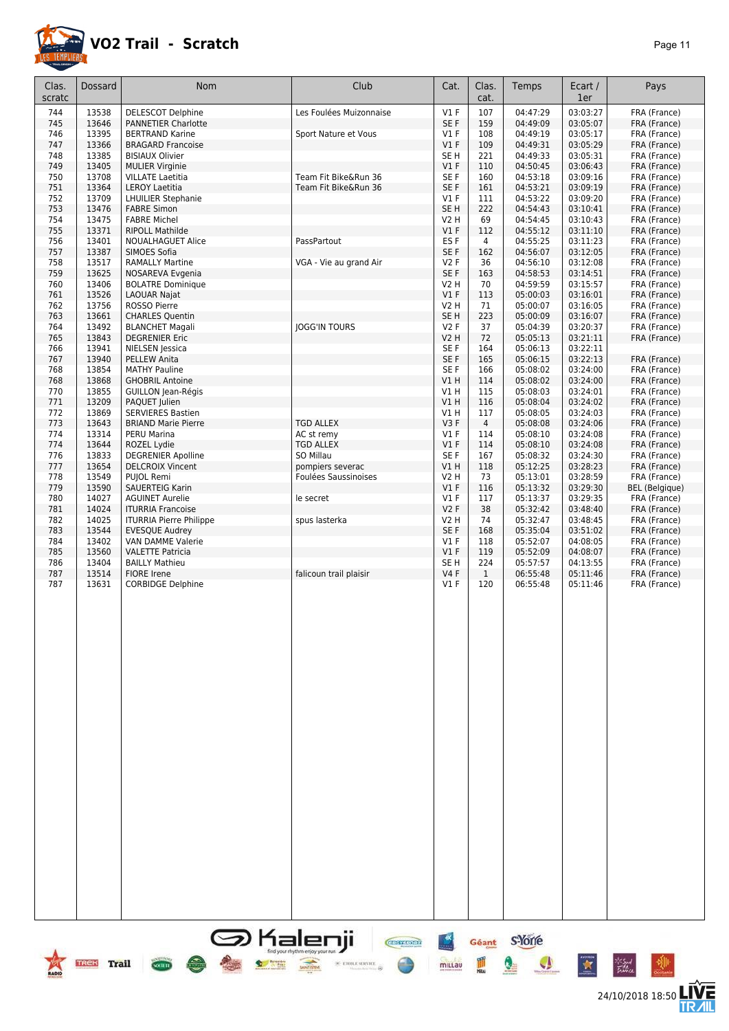# VO2 Trail - Scratch

| Clas. scratc | Dossard | Nom | Club | Cat. | Clas. cat. | Temps | Ecart / 1er | Pays |
|---|---|---|---|---|---|---|---|---|
| 744 | 13538 | DELESCOT Delphine | Les Foulées Muizonnaise | V1 F | 107 | 04:47:29 | 03:03:27 | FRA (France) |
| 745 | 13646 | PANNETIER Charlotte | | SE F | 159 | 04:49:09 | 03:05:07 | FRA (France) |
| 746 | 13395 | BERTRAND Karine | Sport Nature et Vous | V1 F | 108 | 04:49:19 | 03:05:17 | FRA (France) |
| 747 | 13366 | BRAGARD Francoise | | V1 F | 109 | 04:49:31 | 03:05:29 | FRA (France) |
| 748 | 13385 | BISIAUX Olivier | | SE H | 221 | 04:49:33 | 03:05:31 | FRA (France) |
| 749 | 13405 | MULIER Virginie | | V1 F | 110 | 04:50:45 | 03:06:43 | FRA (France) |
| 750 | 13708 | VILLATE Laetitia | Team Fit Bike&Run 36 | SE F | 160 | 04:53:18 | 03:09:16 | FRA (France) |
| 751 | 13364 | LEROY Laetitia | Team Fit Bike&Run 36 | SE F | 161 | 04:53:21 | 03:09:19 | FRA (France) |
| 752 | 13709 | LHUILIER Stephanie | | V1 F | 111 | 04:53:22 | 03:09:20 | FRA (France) |
| 753 | 13476 | FABRE Simon | | SE H | 222 | 04:54:43 | 03:10:41 | FRA (France) |
| 754 | 13475 | FABRE Michel | | V2 H | 69 | 04:54:45 | 03:10:43 | FRA (France) |
| 755 | 13371 | RIPOLL Mathilde | | V1 F | 112 | 04:55:12 | 03:11:10 | FRA (France) |
| 756 | 13401 | NOUALHAGUET Alice | PassPartout | ES F | 4 | 04:55:25 | 03:11:23 | FRA (France) |
| 757 | 13387 | SIMOES Sofia | | SE F | 162 | 04:56:07 | 03:12:05 | FRA (France) |
| 758 | 13517 | RAMALLY Martine | VGA - Vie au grand Air | V2 F | 36 | 04:56:10 | 03:12:08 | FRA (France) |
| 759 | 13625 | NOSAREVA Evgenia | | SE F | 163 | 04:58:53 | 03:14:51 | FRA (France) |
| 760 | 13406 | BOLATRE Dominique | | V2 H | 70 | 04:59:59 | 03:15:57 | FRA (France) |
| 761 | 13526 | LAOUAR Najat | | V1 F | 113 | 05:00:03 | 03:16:01 | FRA (France) |
| 762 | 13756 | ROSSO Pierre | | V2 H | 71 | 05:00:07 | 03:16:05 | FRA (France) |
| 763 | 13661 | CHARLES Quentin | | SE H | 223 | 05:00:09 | 03:16:07 | FRA (France) |
| 764 | 13492 | BLANCHET Magali | JOGG'IN TOURS | V2 F | 37 | 05:04:39 | 03:20:37 | FRA (France) |
| 765 | 13843 | DEGRENIER Eric | | V2 H | 72 | 05:05:13 | 03:21:11 | FRA (France) |
| 766 | 13941 | NIELSEN Jessica | | SE F | 164 | 05:06:13 | 03:22:11 | |
| 767 | 13940 | PELLEW Anita | | SE F | 165 | 05:06:15 | 03:22:13 | FRA (France) |
| 768 | 13854 | MATHY Pauline | | SE F | 166 | 05:08:02 | 03:24:00 | FRA (France) |
| 768 | 13868 | GHOBRIL Antoine | | V1 H | 114 | 05:08:02 | 03:24:00 | FRA (France) |
| 770 | 13855 | GUILLON Jean-Régis | | V1 H | 115 | 05:08:03 | 03:24:01 | FRA (France) |
| 771 | 13209 | PAQUET Julien | | V1 H | 116 | 05:08:04 | 03:24:02 | FRA (France) |
| 772 | 13869 | SERVIERES Bastien | | V1 H | 117 | 05:08:05 | 03:24:03 | FRA (France) |
| 773 | 13643 | BRIAND Marie Pierre | TGD ALLEX | V3 F | 4 | 05:08:08 | 03:24:06 | FRA (France) |
| 774 | 13314 | PERU Marina | AC st remy | V1 F | 114 | 05:08:10 | 03:24:08 | FRA (France) |
| 774 | 13644 | ROZEL Lydie | TGD ALLEX | V1 F | 114 | 05:08:10 | 03:24:08 | FRA (France) |
| 776 | 13833 | DEGRENIER Apolline | SO Millau | SE F | 167 | 05:08:32 | 03:24:30 | FRA (France) |
| 777 | 13654 | DELCROIX Vincent | pompiers severac | V1 H | 118 | 05:12:25 | 03:28:23 | FRA (France) |
| 778 | 13549 | PUJOL Remi | Foulées Saussinoises | V2 H | 73 | 05:13:01 | 03:28:59 | FRA (France) |
| 779 | 13590 | SAUERTEIG Karin | | V1 F | 116 | 05:13:32 | 03:29:30 | BEL (Belgique) |
| 780 | 14027 | AGUINET Aurelie | le secret | V1 F | 117 | 05:13:37 | 03:29:35 | FRA (France) |
| 781 | 14024 | ITURRIA Francoise | | V2 F | 38 | 05:32:42 | 03:48:40 | FRA (France) |
| 782 | 14025 | ITURRIA Pierre Philippe | spus lasterka | V2 H | 74 | 05:32:47 | 03:48:45 | FRA (France) |
| 783 | 13544 | EVESQUE Audrey | | SE F | 168 | 05:35:04 | 03:51:02 | FRA (France) |
| 784 | 13402 | VAN DAMME Valerie | | V1 F | 118 | 05:52:07 | 04:08:05 | FRA (France) |
| 785 | 13560 | VALETTE Patricia | | V1 F | 119 | 05:52:09 | 04:08:07 | FRA (France) |
| 786 | 13404 | BAILLY Mathieu | | SE H | 224 | 05:57:57 | 04:13:55 | FRA (France) |
| 787 | 13514 | FIORE Irene | falicoun trail plaisir | V4 F | 1 | 06:55:48 | 05:11:46 | FRA (France) |
| 787 | 13631 | CORBIDGE Delphine | | V1 F | 120 | 06:55:48 | 05:11:46 | FRA (France) |

24/10/2018 18:50